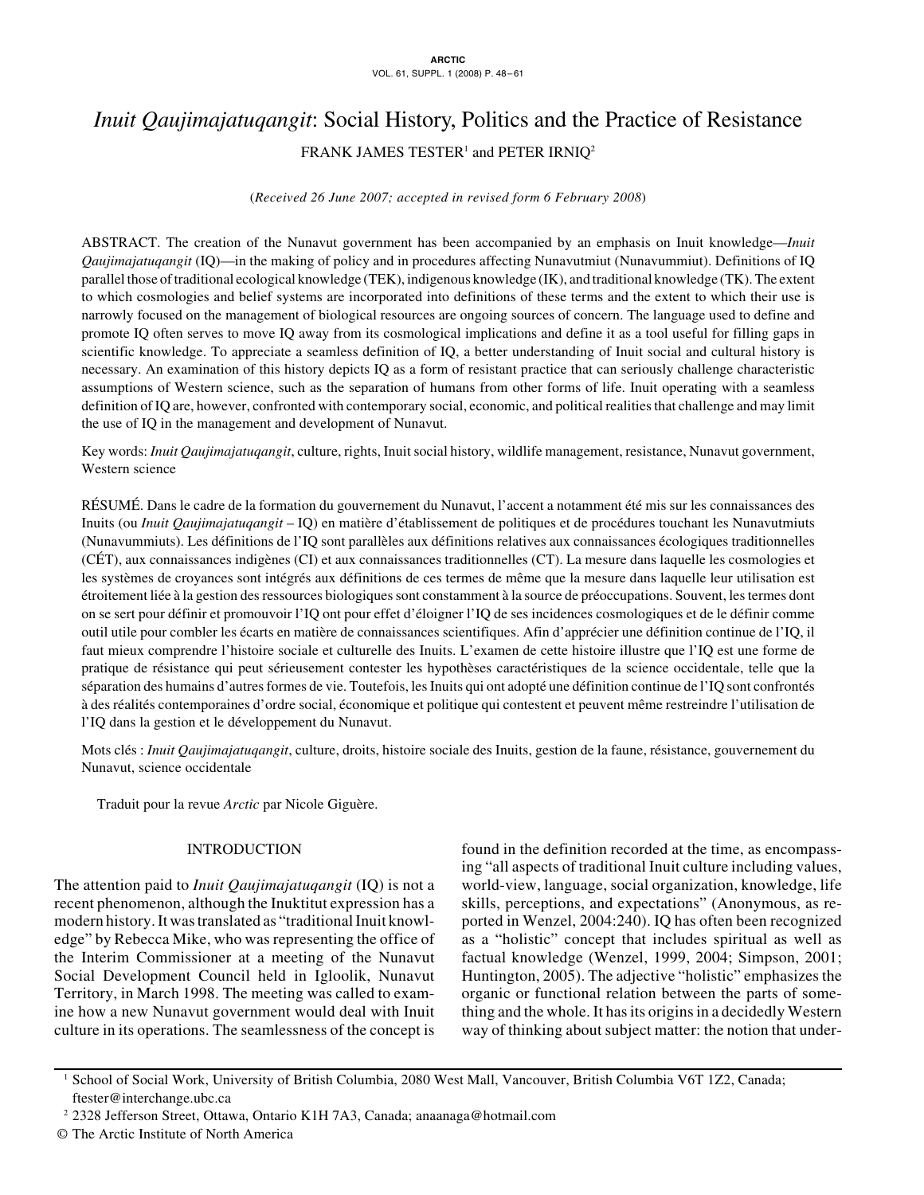# *Inuit Qaujimajatuqangit*: Social History, Politics and the Practice of Resistance

FRANK JAMES TESTER[1] and PETER IRNIQ[2]

(*Received 26 June 2007; accepted in revised form 6 February 2008*)

ABSTRACT. The creation of the Nunavut government has been accompanied by an emphasis on Inuit knowledge—*Inuit Qaujimajatuqangit* (IQ)—in the making of policy and in procedures affecting Nunavutmiut (Nunavummiut). Definitions of IQ parallel those of traditional ecological knowledge (TEK), indigenous knowledge (IK), and traditional knowledge (TK). The extent to which cosmologies and belief systems are incorporated into definitions of these terms and the extent to which their use is narrowly focused on the management of biological resources are ongoing sources of concern. The language used to define and promote IQ often serves to move IQ away from its cosmological implications and define it as a tool useful for filling gaps in scientific knowledge. To appreciate a seamless definition of IQ, a better understanding of Inuit social and cultural history is necessary. An examination of this history depicts IQ as a form of resistant practice that can seriously challenge characteristic assumptions of Western science, such as the separation of humans from other forms of life. Inuit operating with a seamless definition of IQ are, however, confronted with contemporary social, economic, and political realities that challenge and may limit the use of IQ in the management and development of Nunavut.

Key words: *Inuit Qaujimajatuqangit*, culture, rights, Inuit social history, wildlife management, resistance, Nunavut government, Western science

RÉSUMÉ. Dans le cadre de la formation du gouvernement du Nunavut, l'accent a notamment été mis sur les connaissances des Inuits (ou *Inuit Qaujimajatuqangit* – IQ) en matière d'établissement de politiques et de procédures touchant les Nunavutmiuts (Nunavummiuts). Les définitions de l'IQ sont parallèles aux définitions relatives aux connaissances écologiques traditionnelles (CÉT), aux connaissances indigènes (CI) et aux connaissances traditionnelles (CT). La mesure dans laquelle les cosmologies et les systèmes de croyances sont intégrés aux définitions de ces termes de même que la mesure dans laquelle leur utilisation est étroitement liée à la gestion des ressources biologiques sont constamment à la source de préoccupations. Souvent, les termes dont on se sert pour définir et promouvoir l'IQ ont pour effet d'éloigner l'IQ de ses incidences cosmologiques et de le définir comme outil utile pour combler les écarts en matière de connaissances scientifiques. Afin d'apprécier une définition continue de l'IQ, il faut mieux comprendre l'histoire sociale et culturelle des Inuits. L'examen de cette histoire illustre que l'IQ est une forme de pratique de résistance qui peut sérieusement contester les hypothèses caractéristiques de la science occidentale, telle que la séparation des humains d'autres formes de vie. Toutefois, les Inuits qui ont adopté une définition continue de l'IQ sont confrontés à des réalités contemporaines d'ordre social, économique et politique qui contestent et peuvent même restreindre l'utilisation de l'IQ dans la gestion et le développement du Nunavut.

Mots clés : *Inuit Qaujimajatuqangit*, culture, droits, histoire sociale des Inuits, gestion de la faune, résistance, gouvernement du Nunavut, science occidentale

Traduit pour la revue *Arctic* par Nicole Giguère.

## INTRODUCTION

The attention paid to *Inuit Qaujimajatuqangit* (IQ) is not a recent phenomenon, although the Inuktitut expression has a modern history. It was translated as "traditional Inuit knowledge" by Rebecca Mike, who was representing the office of the Interim Commissioner at a meeting of the Nunavut Social Development Council held in Igloolik, Nunavut Territory, in March 1998. The meeting was called to examine how a new Nunavut government would deal with Inuit culture in its operations. The seamlessness of the concept is found in the definition recorded at the time, as encompassing "all aspects of traditional Inuit culture including values, world-view, language, social organization, knowledge, life skills, perceptions, and expectations" (Anonymous, as reported in Wenzel, 2004:240). IQ has often been recognized as a "holistic" concept that includes spiritual as well as factual knowledge (Wenzel, 1999, 2004; Simpson, 2001; Huntington, 2005). The adjective "holistic" emphasizes the organic or functional relation between the parts of something and the whole. It has its origins in a decidedly Western way of thinking about subject matter: the notion that under-

---

[1] School of Social Work, University of British Columbia, 2080 West Mall, Vancouver, British Columbia V6T 1Z2, Canada; ftester@interchange.ubc.ca

[2] 2328 Jefferson Street, Ottawa, Ontario K1H 7A3, Canada; anaanaga@hotmail.com

© The Arctic Institute of North America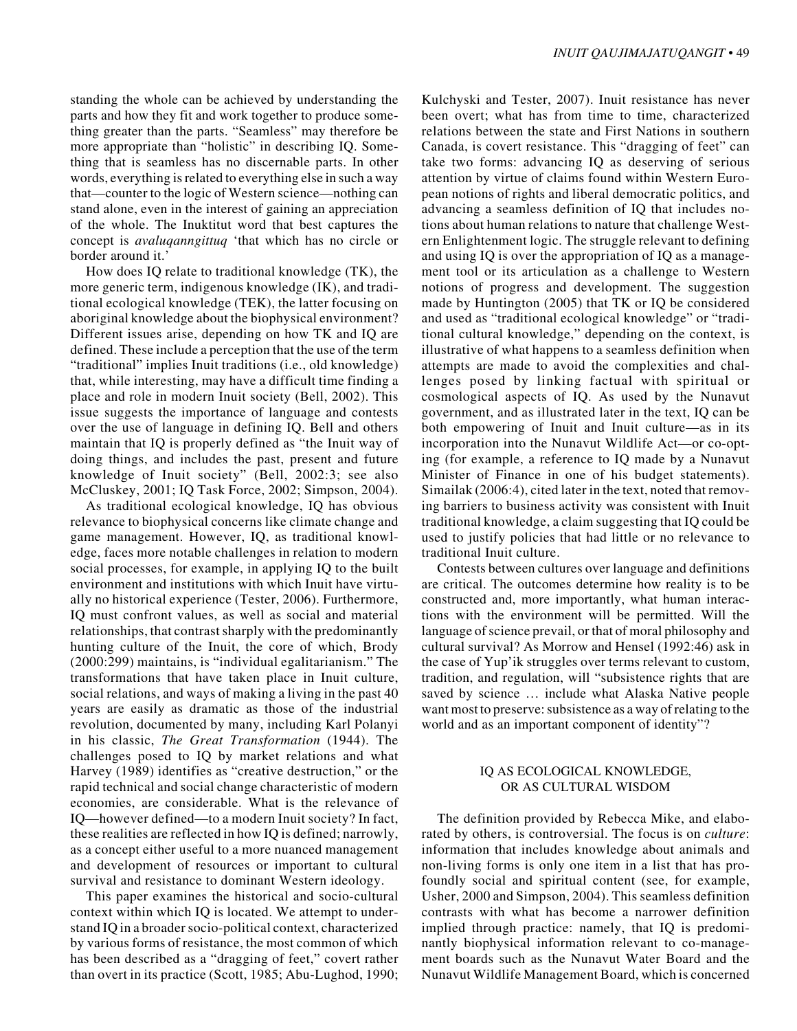standing the whole can be achieved by understanding the parts and how they fit and work together to produce something greater than the parts. "Seamless" may therefore be more appropriate than "holistic" in describing IQ. Something that is seamless has no discernable parts. In other words, everything is related to everything else in such a way that—counter to the logic of Western science—nothing can stand alone, even in the interest of gaining an appreciation of the whole. The Inuktitut word that best captures the concept is *avaluqanngittuq* 'that which has no circle or border around it.'

How does IQ relate to traditional knowledge (TK), the more generic term, indigenous knowledge (IK), and traditional ecological knowledge (TEK), the latter focusing on aboriginal knowledge about the biophysical environment? Different issues arise, depending on how TK and IQ are defined. These include a perception that the use of the term "traditional" implies Inuit traditions (i.e., old knowledge) that, while interesting, may have a difficult time finding a place and role in modern Inuit society (Bell, 2002). This issue suggests the importance of language and contests over the use of language in defining IQ. Bell and others maintain that IQ is properly defined as "the Inuit way of doing things, and includes the past, present and future knowledge of Inuit society" (Bell, 2002:3; see also McCluskey, 2001; IQ Task Force, 2002; Simpson, 2004).

As traditional ecological knowledge, IQ has obvious relevance to biophysical concerns like climate change and game management. However, IQ, as traditional knowledge, faces more notable challenges in relation to modern social processes, for example, in applying IQ to the built environment and institutions with which Inuit have virtually no historical experience (Tester, 2006). Furthermore, IQ must confront values, as well as social and material relationships, that contrast sharply with the predominantly hunting culture of the Inuit, the core of which, Brody (2000:299) maintains, is "individual egalitarianism." The transformations that have taken place in Inuit culture, social relations, and ways of making a living in the past 40 years are easily as dramatic as those of the industrial revolution, documented by many, including Karl Polanyi in his classic, *The Great Transformation* (1944). The challenges posed to IQ by market relations and what Harvey (1989) identifies as "creative destruction," or the rapid technical and social change characteristic of modern economies, are considerable. What is the relevance of IQ—however defined—to a modern Inuit society? In fact, these realities are reflected in how IQ is defined; narrowly, as a concept either useful to a more nuanced management and development of resources or important to cultural survival and resistance to dominant Western ideology.

This paper examines the historical and socio-cultural context within which IQ is located. We attempt to understand IQ in a broader socio-political context, characterized by various forms of resistance, the most common of which has been described as a "dragging of feet," covert rather than overt in its practice (Scott, 1985; Abu-Lughod, 1990; Kulchyski and Tester, 2007). Inuit resistance has never been overt; what has from time to time, characterized relations between the state and First Nations in southern Canada, is covert resistance. This "dragging of feet" can take two forms: advancing IQ as deserving of serious attention by virtue of claims found within Western European notions of rights and liberal democratic politics, and advancing a seamless definition of IQ that includes notions about human relations to nature that challenge Western Enlightenment logic. The struggle relevant to defining and using IQ is over the appropriation of IQ as a management tool or its articulation as a challenge to Western notions of progress and development. The suggestion made by Huntington (2005) that TK or IQ be considered and used as "traditional ecological knowledge" or "traditional cultural knowledge," depending on the context, is illustrative of what happens to a seamless definition when attempts are made to avoid the complexities and challenges posed by linking factual with spiritual or cosmological aspects of IQ. As used by the Nunavut government, and as illustrated later in the text, IQ can be both empowering of Inuit and Inuit culture—as in its incorporation into the Nunavut Wildlife Act—or co-opting (for example, a reference to IQ made by a Nunavut Minister of Finance in one of his budget statements). Simailak (2006:4), cited later in the text, noted that removing barriers to business activity was consistent with Inuit traditional knowledge, a claim suggesting that IQ could be used to justify policies that had little or no relevance to traditional Inuit culture.

Contests between cultures over language and definitions are critical. The outcomes determine how reality is to be constructed and, more importantly, what human interactions with the environment will be permitted. Will the language of science prevail, or that of moral philosophy and cultural survival? As Morrow and Hensel (1992:46) ask in the case of Yup'ik struggles over terms relevant to custom, tradition, and regulation, will "subsistence rights that are saved by science … include what Alaska Native people want most to preserve: subsistence as a way of relating to the world and as an important component of identity"?

## IQ AS ECOLOGICAL KNOWLEDGE, OR AS CULTURAL WISDOM

The definition provided by Rebecca Mike, and elaborated by others, is controversial. The focus is on *culture*: information that includes knowledge about animals and non-living forms is only one item in a list that has profoundly social and spiritual content (see, for example, Usher, 2000 and Simpson, 2004). This seamless definition contrasts with what has become a narrower definition implied through practice: namely, that IQ is predominantly biophysical information relevant to co-management boards such as the Nunavut Water Board and the Nunavut Wildlife Management Board, which is concerned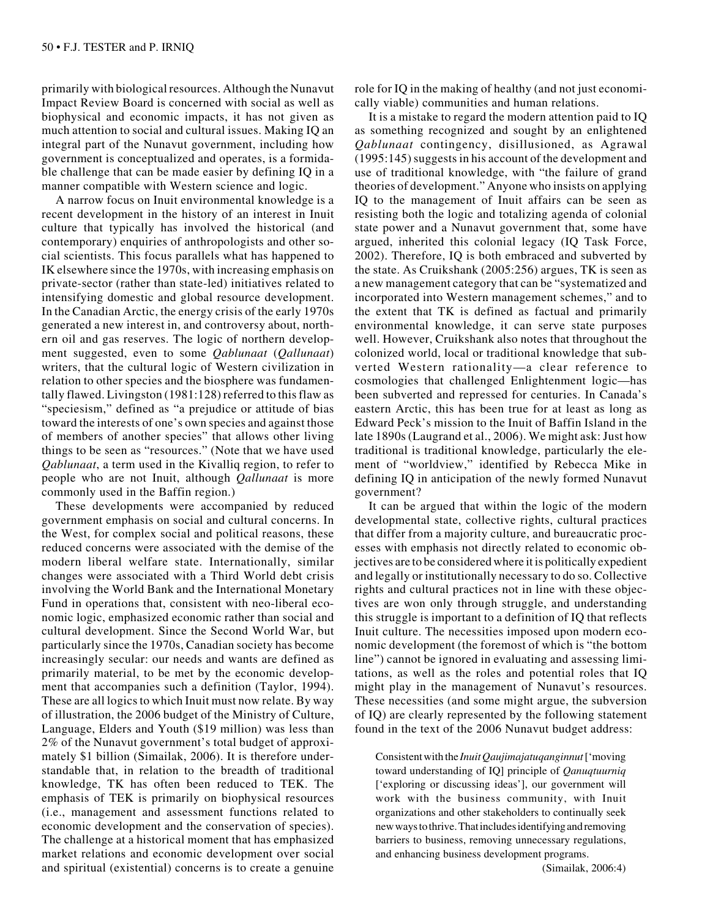primarily with biological resources. Although the Nunavut Impact Review Board is concerned with social as well as biophysical and economic impacts, it has not given as much attention to social and cultural issues. Making IQ an integral part of the Nunavut government, including how government is conceptualized and operates, is a formidable challenge that can be made easier by defining IQ in a manner compatible with Western science and logic.

A narrow focus on Inuit environmental knowledge is a recent development in the history of an interest in Inuit culture that typically has involved the historical (and contemporary) enquiries of anthropologists and other social scientists. This focus parallels what has happened to IK elsewhere since the 1970s, with increasing emphasis on private-sector (rather than state-led) initiatives related to intensifying domestic and global resource development. In the Canadian Arctic, the energy crisis of the early 1970s generated a new interest in, and controversy about, northern oil and gas reserves. The logic of northern development suggested, even to some *Qablunaat* (*Qallunaat*) writers, that the cultural logic of Western civilization in relation to other species and the biosphere was fundamentally flawed. Livingston (1981:128) referred to this flaw as "speciesism," defined as "a prejudice or attitude of bias toward the interests of one's own species and against those of members of another species" that allows other living things to be seen as "resources." (Note that we have used *Qablunaat*, a term used in the Kivalliq region, to refer to people who are not Inuit, although *Qallunaat* is more commonly used in the Baffin region.)

These developments were accompanied by reduced government emphasis on social and cultural concerns. In the West, for complex social and political reasons, these reduced concerns were associated with the demise of the modern liberal welfare state. Internationally, similar changes were associated with a Third World debt crisis involving the World Bank and the International Monetary Fund in operations that, consistent with neo-liberal economic logic, emphasized economic rather than social and cultural development. Since the Second World War, but particularly since the 1970s, Canadian society has become increasingly secular: our needs and wants are defined as primarily material, to be met by the economic development that accompanies such a definition (Taylor, 1994). These are all logics to which Inuit must now relate. By way of illustration, the 2006 budget of the Ministry of Culture, Language, Elders and Youth ($19 million) was less than 2% of the Nunavut government's total budget of approximately $1 billion (Simailak, 2006). It is therefore understandable that, in relation to the breadth of traditional knowledge, TK has often been reduced to TEK. The emphasis of TEK is primarily on biophysical resources (i.e., management and assessment functions related to economic development and the conservation of species). The challenge at a historical moment that has emphasized market relations and economic development over social and spiritual (existential) concerns is to create a genuine role for IQ in the making of healthy (and not just economically viable) communities and human relations.

It is a mistake to regard the modern attention paid to IQ as something recognized and sought by an enlightened *Qablunaat* contingency, disillusioned, as Agrawal (1995:145) suggests in his account of the development and use of traditional knowledge, with "the failure of grand theories of development." Anyone who insists on applying IQ to the management of Inuit affairs can be seen as resisting both the logic and totalizing agenda of colonial state power and a Nunavut government that, some have argued, inherited this colonial legacy (IQ Task Force, 2002). Therefore, IQ is both embraced and subverted by the state. As Cruikshank (2005:256) argues, TK is seen as a new management category that can be "systematized and incorporated into Western management schemes," and to the extent that TK is defined as factual and primarily environmental knowledge, it can serve state purposes well. However, Cruikshank also notes that throughout the colonized world, local or traditional knowledge that subverted Western rationality—a clear reference to cosmologies that challenged Enlightenment logic—has been subverted and repressed for centuries. In Canada's eastern Arctic, this has been true for at least as long as Edward Peck's mission to the Inuit of Baffin Island in the late 1890s (Laugrand et al., 2006). We might ask: Just how traditional is traditional knowledge, particularly the element of "worldview," identified by Rebecca Mike in defining IQ in anticipation of the newly formed Nunavut government?

It can be argued that within the logic of the modern developmental state, collective rights, cultural practices that differ from a majority culture, and bureaucratic processes with emphasis not directly related to economic objectives are to be considered where it is politically expedient and legally or institutionally necessary to do so. Collective rights and cultural practices not in line with these objectives are won only through struggle, and understanding this struggle is important to a definition of IQ that reflects Inuit culture. The necessities imposed upon modern economic development (the foremost of which is "the bottom line") cannot be ignored in evaluating and assessing limitations, as well as the roles and potential roles that IQ might play in the management of Nunavut's resources. These necessities (and some might argue, the subversion of IQ) are clearly represented by the following statement found in the text of the 2006 Nunavut budget address:

> Consistent with the *Inuit Qaujimajatuqanginnut* ['moving toward understanding of IQ] principle of *Qanuqtuurniq* ['exploring or discussing ideas'], our government will work with the business community, with Inuit organizations and other stakeholders to continually seek new ways to thrive. That includes identifying and removing barriers to business, removing unnecessary regulations, and enhancing business development programs.
>
> (Simailak, 2006:4)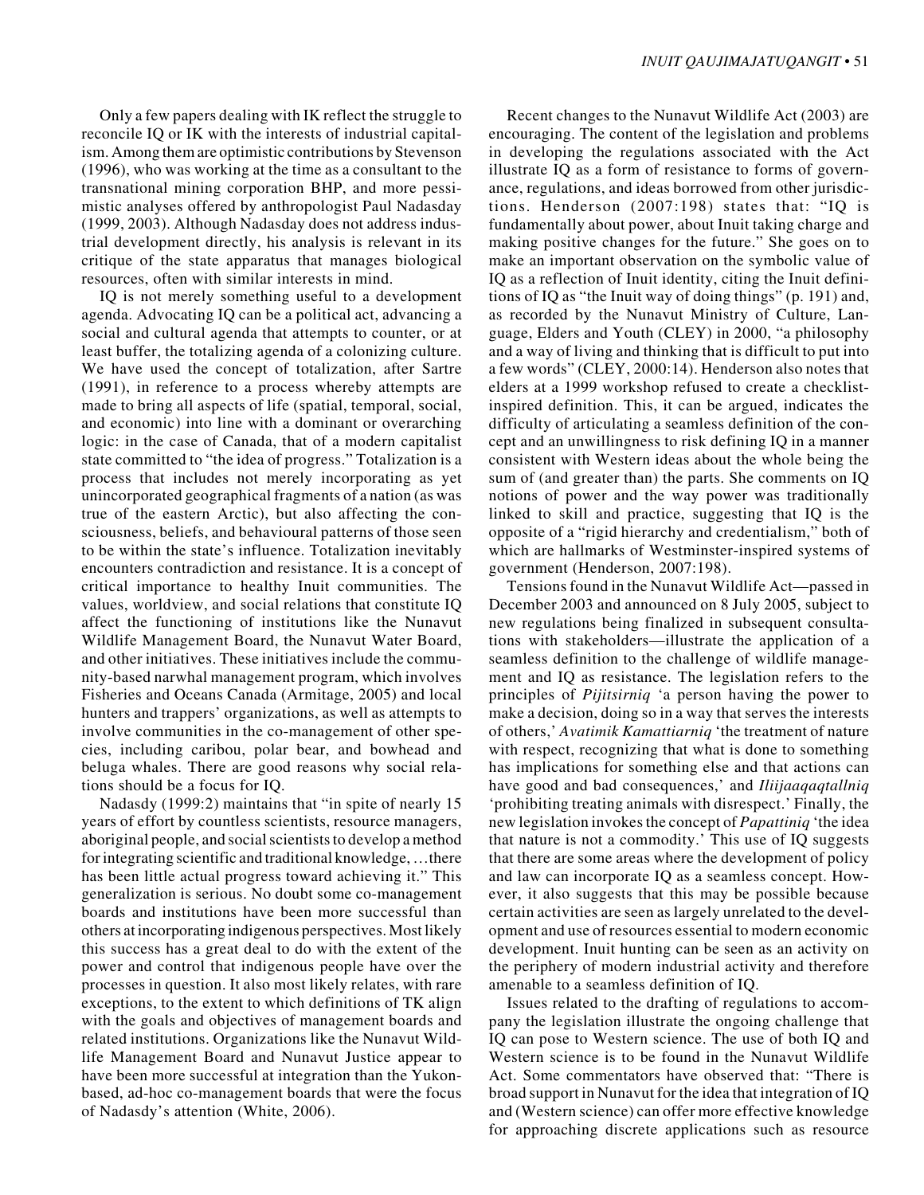Only a few papers dealing with IK reflect the struggle to reconcile IQ or IK with the interests of industrial capitalism. Among them are optimistic contributions by Stevenson (1996), who was working at the time as a consultant to the transnational mining corporation BHP, and more pessimistic analyses offered by anthropologist Paul Nadasday (1999, 2003). Although Nadasday does not address industrial development directly, his analysis is relevant in its critique of the state apparatus that manages biological resources, often with similar interests in mind.

IQ is not merely something useful to a development agenda. Advocating IQ can be a political act, advancing a social and cultural agenda that attempts to counter, or at least buffer, the totalizing agenda of a colonizing culture. We have used the concept of totalization, after Sartre (1991), in reference to a process whereby attempts are made to bring all aspects of life (spatial, temporal, social, and economic) into line with a dominant or overarching logic: in the case of Canada, that of a modern capitalist state committed to "the idea of progress." Totalization is a process that includes not merely incorporating as yet unincorporated geographical fragments of a nation (as was true of the eastern Arctic), but also affecting the consciousness, beliefs, and behavioural patterns of those seen to be within the state's influence. Totalization inevitably encounters contradiction and resistance. It is a concept of critical importance to healthy Inuit communities. The values, worldview, and social relations that constitute IQ affect the functioning of institutions like the Nunavut Wildlife Management Board, the Nunavut Water Board, and other initiatives. These initiatives include the community-based narwhal management program, which involves Fisheries and Oceans Canada (Armitage, 2005) and local hunters and trappers' organizations, as well as attempts to involve communities in the co-management of other species, including caribou, polar bear, and bowhead and beluga whales. There are good reasons why social relations should be a focus for IQ.

Nadasdy (1999:2) maintains that "in spite of nearly 15 years of effort by countless scientists, resource managers, aboriginal people, and social scientists to develop a method for integrating scientific and traditional knowledge, …there has been little actual progress toward achieving it." This generalization is serious. No doubt some co-management boards and institutions have been more successful than others at incorporating indigenous perspectives. Most likely this success has a great deal to do with the extent of the power and control that indigenous people have over the processes in question. It also most likely relates, with rare exceptions, to the extent to which definitions of TK align with the goals and objectives of management boards and related institutions. Organizations like the Nunavut Wildlife Management Board and Nunavut Justice appear to have been more successful at integration than the Yukon-based, ad-hoc co-management boards that were the focus of Nadasdy's attention (White, 2006).

Recent changes to the Nunavut Wildlife Act (2003) are encouraging. The content of the legislation and problems in developing the regulations associated with the Act illustrate IQ as a form of resistance to forms of governance, regulations, and ideas borrowed from other jurisdictions. Henderson (2007:198) states that: "IQ is fundamentally about power, about Inuit taking charge and making positive changes for the future." She goes on to make an important observation on the symbolic value of IQ as a reflection of Inuit identity, citing the Inuit definitions of IQ as "the Inuit way of doing things" (p. 191) and, as recorded by the Nunavut Ministry of Culture, Language, Elders and Youth (CLEY) in 2000, "a philosophy and a way of living and thinking that is difficult to put into a few words" (CLEY, 2000:14). Henderson also notes that elders at a 1999 workshop refused to create a checklist-inspired definition. This, it can be argued, indicates the difficulty of articulating a seamless definition of the concept and an unwillingness to risk defining IQ in a manner consistent with Western ideas about the whole being the sum of (and greater than) the parts. She comments on IQ notions of power and the way power was traditionally linked to skill and practice, suggesting that IQ is the opposite of a "rigid hierarchy and credentialism," both of which are hallmarks of Westminster-inspired systems of government (Henderson, 2007:198).

Tensions found in the Nunavut Wildlife Act—passed in December 2003 and announced on 8 July 2005, subject to new regulations being finalized in subsequent consultations with stakeholders—illustrate the application of a seamless definition to the challenge of wildlife management and IQ as resistance. The legislation refers to the principles of *Pijitsirniq* 'a person having the power to make a decision, doing so in a way that serves the interests of others,' *Avatimik Kamattiarniq* 'the treatment of nature with respect, recognizing that what is done to something has implications for something else and that actions can have good and bad consequences,' and *Iliijaaqaqtallniq* 'prohibiting treating animals with disrespect.' Finally, the new legislation invokes the concept of *Papattiniq* 'the idea that nature is not a commodity.' This use of IQ suggests that there are some areas where the development of policy and law can incorporate IQ as a seamless concept. However, it also suggests that this may be possible because certain activities are seen as largely unrelated to the development and use of resources essential to modern economic development. Inuit hunting can be seen as an activity on the periphery of modern industrial activity and therefore amenable to a seamless definition of IQ.

Issues related to the drafting of regulations to accompany the legislation illustrate the ongoing challenge that IQ can pose to Western science. The use of both IQ and Western science is to be found in the Nunavut Wildlife Act. Some commentators have observed that: "There is broad support in Nunavut for the idea that integration of IQ and (Western science) can offer more effective knowledge for approaching discrete applications such as resource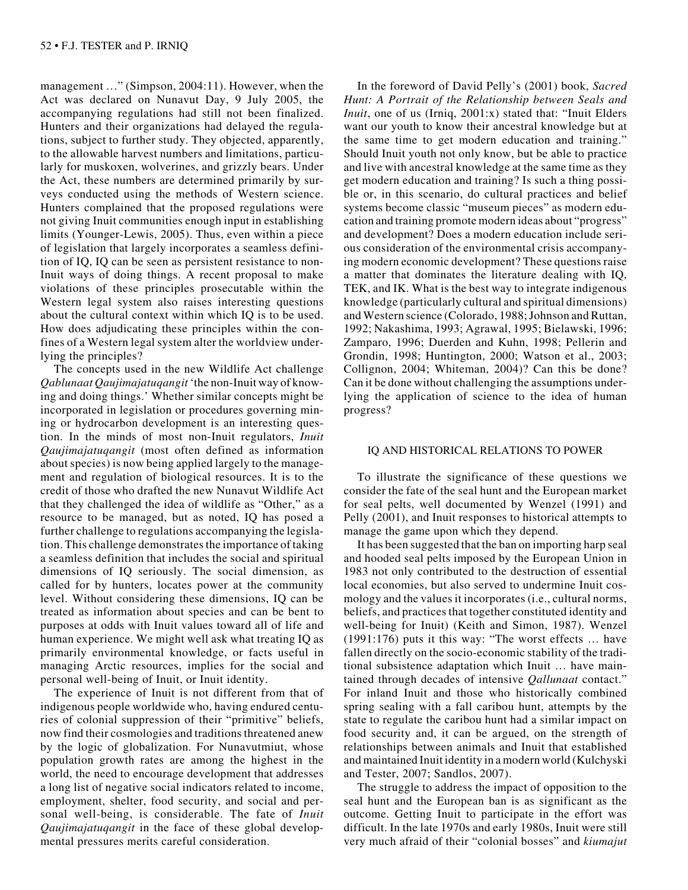management …" (Simpson, 2004:11). However, when the Act was declared on Nunavut Day, 9 July 2005, the accompanying regulations had still not been finalized. Hunters and their organizations had delayed the regulations, subject to further study. They objected, apparently, to the allowable harvest numbers and limitations, particularly for muskoxen, wolverines, and grizzly bears. Under the Act, these numbers are determined primarily by surveys conducted using the methods of Western science. Hunters complained that the proposed regulations were not giving Inuit communities enough input in establishing limits (Younger-Lewis, 2005). Thus, even within a piece of legislation that largely incorporates a seamless definition of IQ, IQ can be seen as persistent resistance to non-Inuit ways of doing things. A recent proposal to make violations of these principles prosecutable within the Western legal system also raises interesting questions about the cultural context within which IQ is to be used. How does adjudicating these principles within the confines of a Western legal system alter the worldview underlying the principles?

The concepts used in the new Wildlife Act challenge *Qablunaat Qaujimajatuqangit* 'the non-Inuit way of knowing and doing things.' Whether similar concepts might be incorporated in legislation or procedures governing mining or hydrocarbon development is an interesting question. In the minds of most non-Inuit regulators, *Inuit Qaujimajatuqangit* (most often defined as information about species) is now being applied largely to the management and regulation of biological resources. It is to the credit of those who drafted the new Nunavut Wildlife Act that they challenged the idea of wildlife as "Other," as a resource to be managed, but as noted, IQ has posed a further challenge to regulations accompanying the legislation. This challenge demonstrates the importance of taking a seamless definition that includes the social and spiritual dimensions of IQ seriously. The social dimension, as called for by hunters, locates power at the community level. Without considering these dimensions, IQ can be treated as information about species and can be bent to purposes at odds with Inuit values toward all of life and human experience. We might well ask what treating IQ as primarily environmental knowledge, or facts useful in managing Arctic resources, implies for the social and personal well-being of Inuit, or Inuit identity.

The experience of Inuit is not different from that of indigenous people worldwide who, having endured centuries of colonial suppression of their "primitive" beliefs, now find their cosmologies and traditions threatened anew by the logic of globalization. For Nunavutmiut, whose population growth rates are among the highest in the world, the need to encourage development that addresses a long list of negative social indicators related to income, employment, shelter, food security, and social and personal well-being, is considerable. The fate of *Inuit Qaujimajatuqangit* in the face of these global developmental pressures merits careful consideration.

In the foreword of David Pelly's (2001) book, *Sacred Hunt: A Portrait of the Relationship between Seals and Inuit*, one of us (Irniq, 2001:x) stated that: "Inuit Elders want our youth to know their ancestral knowledge but at the same time to get modern education and training." Should Inuit youth not only know, but be able to practice and live with ancestral knowledge at the same time as they get modern education and training? Is such a thing possible or, in this scenario, do cultural practices and belief systems become classic "museum pieces" as modern education and training promote modern ideas about "progress" and development? Does a modern education include serious consideration of the environmental crisis accompanying modern economic development? These questions raise a matter that dominates the literature dealing with IQ, TEK, and IK. What is the best way to integrate indigenous knowledge (particularly cultural and spiritual dimensions) and Western science (Colorado, 1988; Johnson and Ruttan, 1992; Nakashima, 1993; Agrawal, 1995; Bielawski, 1996; Zamparo, 1996; Duerden and Kuhn, 1998; Pellerin and Grondin, 1998; Huntington, 2000; Watson et al., 2003; Collignon, 2004; Whiteman, 2004)? Can this be done? Can it be done without challenging the assumptions underlying the application of science to the idea of human progress?

## IQ AND HISTORICAL RELATIONS TO POWER

To illustrate the significance of these questions we consider the fate of the seal hunt and the European market for seal pelts, well documented by Wenzel (1991) and Pelly (2001), and Inuit responses to historical attempts to manage the game upon which they depend.

It has been suggested that the ban on importing harp seal and hooded seal pelts imposed by the European Union in 1983 not only contributed to the destruction of essential local economies, but also served to undermine Inuit cosmology and the values it incorporates (i.e., cultural norms, beliefs, and practices that together constituted identity and well-being for Inuit) (Keith and Simon, 1987). Wenzel (1991:176) puts it this way: "The worst effects … have fallen directly on the socio-economic stability of the traditional subsistence adaptation which Inuit … have maintained through decades of intensive *Qallunaat* contact." For inland Inuit and those who historically combined spring sealing with a fall caribou hunt, attempts by the state to regulate the caribou hunt had a similar impact on food security and, it can be argued, on the strength of relationships between animals and Inuit that established and maintained Inuit identity in a modern world (Kulchyski and Tester, 2007; Sandlos, 2007).

The struggle to address the impact of opposition to the seal hunt and the European ban is as significant as the outcome. Getting Inuit to participate in the effort was difficult. In the late 1970s and early 1980s, Inuit were still very much afraid of their "colonial bosses" and *kiumajut*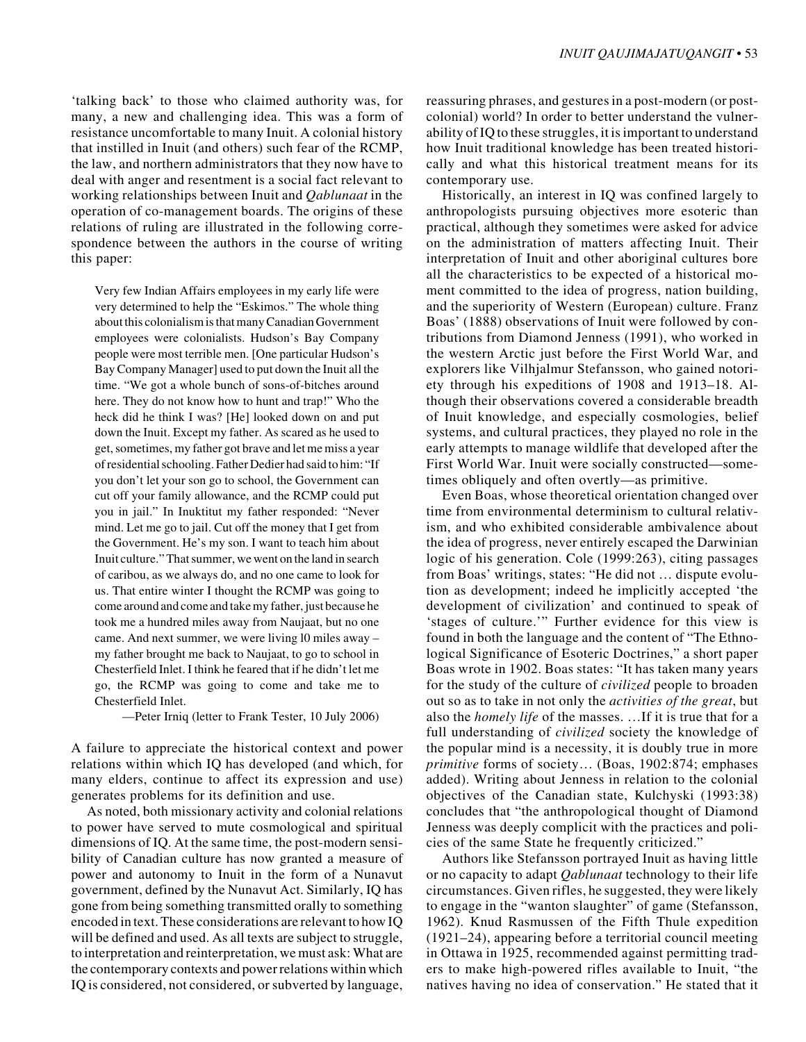'talking back' to those who claimed authority was, for many, a new and challenging idea. This was a form of resistance uncomfortable to many Inuit. A colonial history that instilled in Inuit (and others) such fear of the RCMP, the law, and northern administrators that they now have to deal with anger and resentment is a social fact relevant to working relationships between Inuit and *Qablunaat* in the operation of co-management boards. The origins of these relations of ruling are illustrated in the following correspondence between the authors in the course of writing this paper:

> Very few Indian Affairs employees in my early life were very determined to help the "Eskimos." The whole thing about this colonialism is that many Canadian Government employees were colonialists. Hudson's Bay Company people were most terrible men. [One particular Hudson's Bay Company Manager] used to put down the Inuit all the time. "We got a whole bunch of sons-of-bitches around here. They do not know how to hunt and trap!" Who the heck did he think I was? [He] looked down on and put down the Inuit. Except my father. As scared as he used to get, sometimes, my father got brave and let me miss a year of residential schooling. Father Dedier had said to him: "If you don't let your son go to school, the Government can cut off your family allowance, and the RCMP could put you in jail." In Inuktitut my father responded: "Never mind. Let me go to jail. Cut off the money that I get from the Government. He's my son. I want to teach him about Inuit culture." That summer, we went on the land in search of caribou, as we always do, and no one came to look for us. That entire winter I thought the RCMP was going to come around and come and take my father, just because he took me a hundred miles away from Naujaat, but no one came. And next summer, we were living l0 miles away – my father brought me back to Naujaat, to go to school in Chesterfield Inlet. I think he feared that if he didn't let me go, the RCMP was going to come and take me to Chesterfield Inlet.
>
> —Peter Irniq (letter to Frank Tester, 10 July 2006)

A failure to appreciate the historical context and power relations within which IQ has developed (and which, for many elders, continue to affect its expression and use) generates problems for its definition and use.

As noted, both missionary activity and colonial relations to power have served to mute cosmological and spiritual dimensions of IQ. At the same time, the post-modern sensibility of Canadian culture has now granted a measure of power and autonomy to Inuit in the form of a Nunavut government, defined by the Nunavut Act. Similarly, IQ has gone from being something transmitted orally to something encoded in text. These considerations are relevant to how IQ will be defined and used. As all texts are subject to struggle, to interpretation and reinterpretation, we must ask: What are the contemporary contexts and power relations within which IQ is considered, not considered, or subverted by language, reassuring phrases, and gestures in a post-modern (or post-colonial) world? In order to better understand the vulnerability of IQ to these struggles, it is important to understand how Inuit traditional knowledge has been treated historically and what this historical treatment means for its contemporary use.

Historically, an interest in IQ was confined largely to anthropologists pursuing objectives more esoteric than practical, although they sometimes were asked for advice on the administration of matters affecting Inuit. Their interpretation of Inuit and other aboriginal cultures bore all the characteristics to be expected of a historical moment committed to the idea of progress, nation building, and the superiority of Western (European) culture. Franz Boas' (1888) observations of Inuit were followed by contributions from Diamond Jenness (1991), who worked in the western Arctic just before the First World War, and explorers like Vilhjalmur Stefansson, who gained notoriety through his expeditions of 1908 and 1913–18. Although their observations covered a considerable breadth of Inuit knowledge, and especially cosmologies, belief systems, and cultural practices, they played no role in the early attempts to manage wildlife that developed after the First World War. Inuit were socially constructed—sometimes obliquely and often overtly—as primitive.

Even Boas, whose theoretical orientation changed over time from environmental determinism to cultural relativism, and who exhibited considerable ambivalence about the idea of progress, never entirely escaped the Darwinian logic of his generation. Cole (1999:263), citing passages from Boas' writings, states: "He did not … dispute evolution as development; indeed he implicitly accepted 'the development of civilization' and continued to speak of 'stages of culture.'" Further evidence for this view is found in both the language and the content of "The Ethnological Significance of Esoteric Doctrines," a short paper Boas wrote in 1902. Boas states: "It has taken many years for the study of the culture of *civilized* people to broaden out so as to take in not only the *activities of the great*, but also the *homely life* of the masses. …If it is true that for a full understanding of *civilized* society the knowledge of the popular mind is a necessity, it is doubly true in more *primitive* forms of society… (Boas, 1902:874; emphases added). Writing about Jenness in relation to the colonial objectives of the Canadian state, Kulchyski (1993:38) concludes that "the anthropological thought of Diamond Jenness was deeply complicit with the practices and policies of the same State he frequently criticized."

Authors like Stefansson portrayed Inuit as having little or no capacity to adapt *Qablunaat* technology to their life circumstances. Given rifles, he suggested, they were likely to engage in the "wanton slaughter" of game (Stefansson, 1962). Knud Rasmussen of the Fifth Thule expedition (1921–24), appearing before a territorial council meeting in Ottawa in 1925, recommended against permitting traders to make high-powered rifles available to Inuit, "the natives having no idea of conservation." He stated that it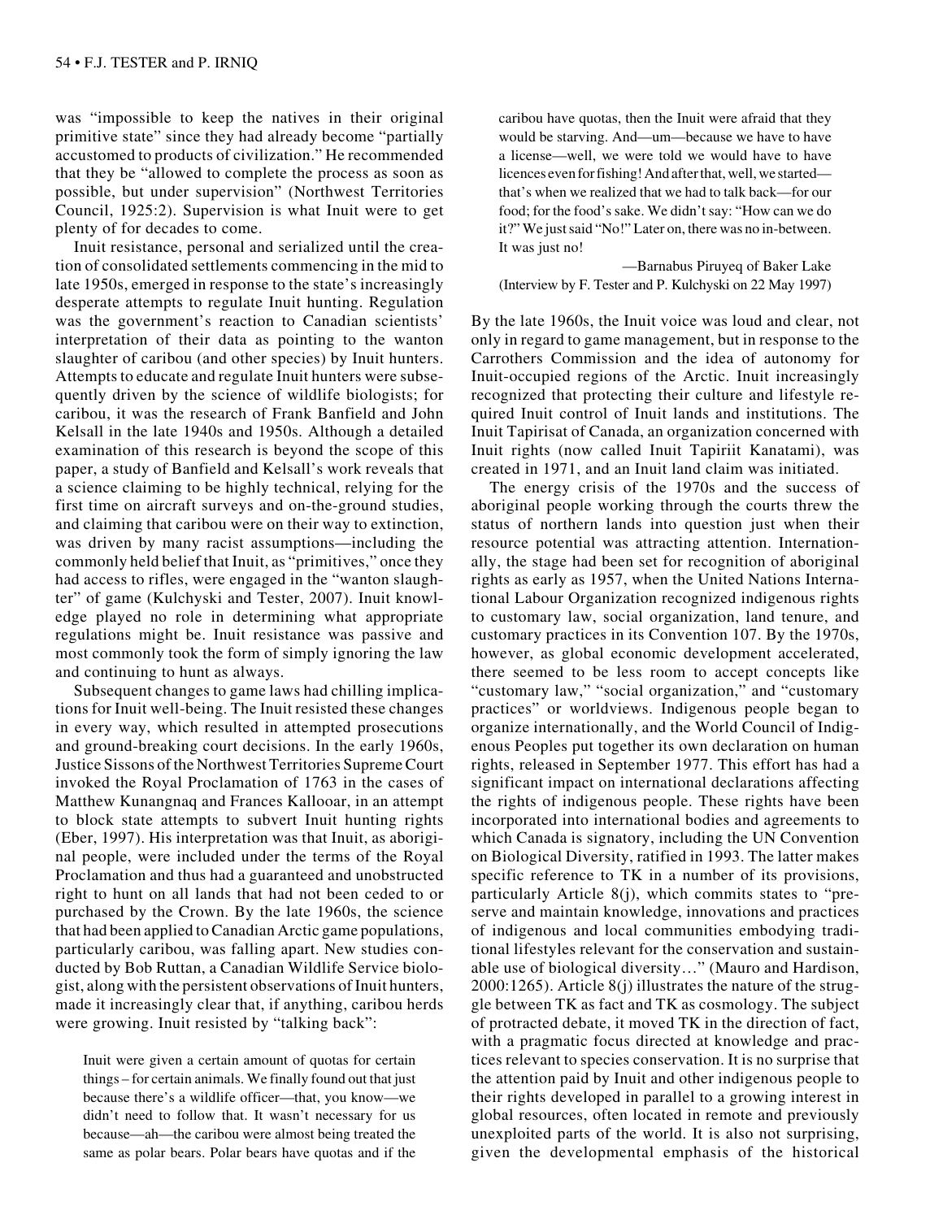was "impossible to keep the natives in their original primitive state" since they had already become "partially accustomed to products of civilization." He recommended that they be "allowed to complete the process as soon as possible, but under supervision" (Northwest Territories Council, 1925:2). Supervision is what Inuit were to get plenty of for decades to come.

Inuit resistance, personal and serialized until the creation of consolidated settlements commencing in the mid to late 1950s, emerged in response to the state's increasingly desperate attempts to regulate Inuit hunting. Regulation was the government's reaction to Canadian scientists' interpretation of their data as pointing to the wanton slaughter of caribou (and other species) by Inuit hunters. Attempts to educate and regulate Inuit hunters were subsequently driven by the science of wildlife biologists; for caribou, it was the research of Frank Banfield and John Kelsall in the late 1940s and 1950s. Although a detailed examination of this research is beyond the scope of this paper, a study of Banfield and Kelsall's work reveals that a science claiming to be highly technical, relying for the first time on aircraft surveys and on-the-ground studies, and claiming that caribou were on their way to extinction, was driven by many racist assumptions—including the commonly held belief that Inuit, as "primitives," once they had access to rifles, were engaged in the "wanton slaughter" of game (Kulchyski and Tester, 2007). Inuit knowledge played no role in determining what appropriate regulations might be. Inuit resistance was passive and most commonly took the form of simply ignoring the law and continuing to hunt as always.

Subsequent changes to game laws had chilling implications for Inuit well-being. The Inuit resisted these changes in every way, which resulted in attempted prosecutions and ground-breaking court decisions. In the early 1960s, Justice Sissons of the Northwest Territories Supreme Court invoked the Royal Proclamation of 1763 in the cases of Matthew Kunangnaq and Frances Kallooar, in an attempt to block state attempts to subvert Inuit hunting rights (Eber, 1997). His interpretation was that Inuit, as aboriginal people, were included under the terms of the Royal Proclamation and thus had a guaranteed and unobstructed right to hunt on all lands that had not been ceded to or purchased by the Crown. By the late 1960s, the science that had been applied to Canadian Arctic game populations, particularly caribou, was falling apart. New studies conducted by Bob Ruttan, a Canadian Wildlife Service biologist, along with the persistent observations of Inuit hunters, made it increasingly clear that, if anything, caribou herds were growing. Inuit resisted by "talking back":

> Inuit were given a certain amount of quotas for certain things – for certain animals. We finally found out that just because there's a wildlife officer—that, you know—we didn't need to follow that. It wasn't necessary for us because—ah—the caribou were almost being treated the same as polar bears. Polar bears have quotas and if the caribou have quotas, then the Inuit were afraid that they would be starving. And—um—because we have to have a license—well, we were told we would have to have licences even for fishing! And after that, well, we started—that's when we realized that we had to talk back—for our food; for the food's sake. We didn't say: "How can we do it?" We just said "No!" Later on, there was no in-between. It was just no!
>
> —Barnabus Piruyeq of Baker Lake
> (Interview by F. Tester and P. Kulchyski on 22 May 1997)

By the late 1960s, the Inuit voice was loud and clear, not only in regard to game management, but in response to the Carrothers Commission and the idea of autonomy for Inuit-occupied regions of the Arctic. Inuit increasingly recognized that protecting their culture and lifestyle required Inuit control of Inuit lands and institutions. The Inuit Tapirisat of Canada, an organization concerned with Inuit rights (now called Inuit Tapiriit Kanatami), was created in 1971, and an Inuit land claim was initiated.

The energy crisis of the 1970s and the success of aboriginal people working through the courts threw the status of northern lands into question just when their resource potential was attracting attention. Internationally, the stage had been set for recognition of aboriginal rights as early as 1957, when the United Nations International Labour Organization recognized indigenous rights to customary law, social organization, land tenure, and customary practices in its Convention 107. By the 1970s, however, as global economic development accelerated, there seemed to be less room to accept concepts like "customary law," "social organization," and "customary practices" or worldviews. Indigenous people began to organize internationally, and the World Council of Indigenous Peoples put together its own declaration on human rights, released in September 1977. This effort has had a significant impact on international declarations affecting the rights of indigenous people. These rights have been incorporated into international bodies and agreements to which Canada is signatory, including the UN Convention on Biological Diversity, ratified in 1993. The latter makes specific reference to TK in a number of its provisions, particularly Article 8(j), which commits states to "preserve and maintain knowledge, innovations and practices of indigenous and local communities embodying traditional lifestyles relevant for the conservation and sustainable use of biological diversity…" (Mauro and Hardison, 2000:1265). Article 8(j) illustrates the nature of the struggle between TK as fact and TK as cosmology. The subject of protracted debate, it moved TK in the direction of fact, with a pragmatic focus directed at knowledge and practices relevant to species conservation. It is no surprise that the attention paid by Inuit and other indigenous people to their rights developed in parallel to a growing interest in global resources, often located in remote and previously unexploited parts of the world. It is also not surprising, given the developmental emphasis of the historical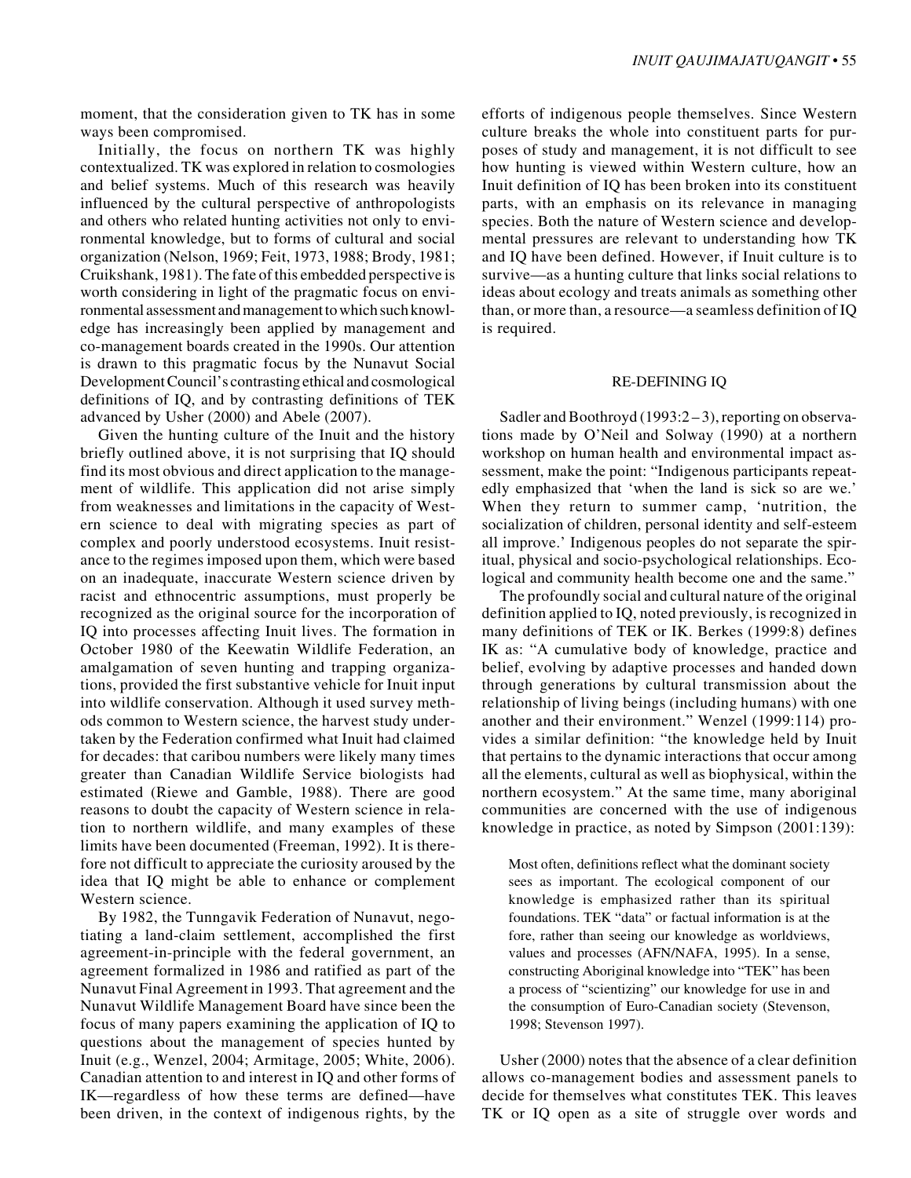moment, that the consideration given to TK has in some ways been compromised.

Initially, the focus on northern TK was highly contextualized. TK was explored in relation to cosmologies and belief systems. Much of this research was heavily influenced by the cultural perspective of anthropologists and others who related hunting activities not only to environmental knowledge, but to forms of cultural and social organization (Nelson, 1969; Feit, 1973, 1988; Brody, 1981; Cruikshank, 1981). The fate of this embedded perspective is worth considering in light of the pragmatic focus on environmental assessment and management to which such knowledge has increasingly been applied by management and co-management boards created in the 1990s. Our attention is drawn to this pragmatic focus by the Nunavut Social Development Council's contrasting ethical and cosmological definitions of IQ, and by contrasting definitions of TEK advanced by Usher (2000) and Abele (2007).

Given the hunting culture of the Inuit and the history briefly outlined above, it is not surprising that IQ should find its most obvious and direct application to the management of wildlife. This application did not arise simply from weaknesses and limitations in the capacity of Western science to deal with migrating species as part of complex and poorly understood ecosystems. Inuit resistance to the regimes imposed upon them, which were based on an inadequate, inaccurate Western science driven by racist and ethnocentric assumptions, must properly be recognized as the original source for the incorporation of IQ into processes affecting Inuit lives. The formation in October 1980 of the Keewatin Wildlife Federation, an amalgamation of seven hunting and trapping organizations, provided the first substantive vehicle for Inuit input into wildlife conservation. Although it used survey methods common to Western science, the harvest study undertaken by the Federation confirmed what Inuit had claimed for decades: that caribou numbers were likely many times greater than Canadian Wildlife Service biologists had estimated (Riewe and Gamble, 1988). There are good reasons to doubt the capacity of Western science in relation to northern wildlife, and many examples of these limits have been documented (Freeman, 1992). It is therefore not difficult to appreciate the curiosity aroused by the idea that IQ might be able to enhance or complement Western science.

By 1982, the Tunngavik Federation of Nunavut, negotiating a land-claim settlement, accomplished the first agreement-in-principle with the federal government, an agreement formalized in 1986 and ratified as part of the Nunavut Final Agreement in 1993. That agreement and the Nunavut Wildlife Management Board have since been the focus of many papers examining the application of IQ to questions about the management of species hunted by Inuit (e.g., Wenzel, 2004; Armitage, 2005; White, 2006). Canadian attention to and interest in IQ and other forms of IK—regardless of how these terms are defined—have been driven, in the context of indigenous rights, by the efforts of indigenous people themselves. Since Western culture breaks the whole into constituent parts for purposes of study and management, it is not difficult to see how hunting is viewed within Western culture, how an Inuit definition of IQ has been broken into its constituent parts, with an emphasis on its relevance in managing species. Both the nature of Western science and developmental pressures are relevant to understanding how TK and IQ have been defined. However, if Inuit culture is to survive—as a hunting culture that links social relations to ideas about ecology and treats animals as something other than, or more than, a resource—a seamless definition of IQ is required.

## RE-DEFINING IQ

Sadler and Boothroyd (1993:2–3), reporting on observations made by O'Neil and Solway (1990) at a northern workshop on human health and environmental impact assessment, make the point: "Indigenous participants repeatedly emphasized that 'when the land is sick so are we.' When they return to summer camp, 'nutrition, the socialization of children, personal identity and self-esteem all improve.' Indigenous peoples do not separate the spiritual, physical and socio-psychological relationships. Ecological and community health become one and the same."

The profoundly social and cultural nature of the original definition applied to IQ, noted previously, is recognized in many definitions of TEK or IK. Berkes (1999:8) defines IK as: "A cumulative body of knowledge, practice and belief, evolving by adaptive processes and handed down through generations by cultural transmission about the relationship of living beings (including humans) with one another and their environment." Wenzel (1999:114) provides a similar definition: "the knowledge held by Inuit that pertains to the dynamic interactions that occur among all the elements, cultural as well as biophysical, within the northern ecosystem." At the same time, many aboriginal communities are concerned with the use of indigenous knowledge in practice, as noted by Simpson (2001:139):

> Most often, definitions reflect what the dominant society sees as important. The ecological component of our knowledge is emphasized rather than its spiritual foundations. TEK "data" or factual information is at the fore, rather than seeing our knowledge as worldviews, values and processes (AFN/NAFA, 1995). In a sense, constructing Aboriginal knowledge into "TEK" has been a process of "scientizing" our knowledge for use in and the consumption of Euro-Canadian society (Stevenson, 1998; Stevenson 1997).

Usher (2000) notes that the absence of a clear definition allows co-management bodies and assessment panels to decide for themselves what constitutes TEK. This leaves TK or IQ open as a site of struggle over words and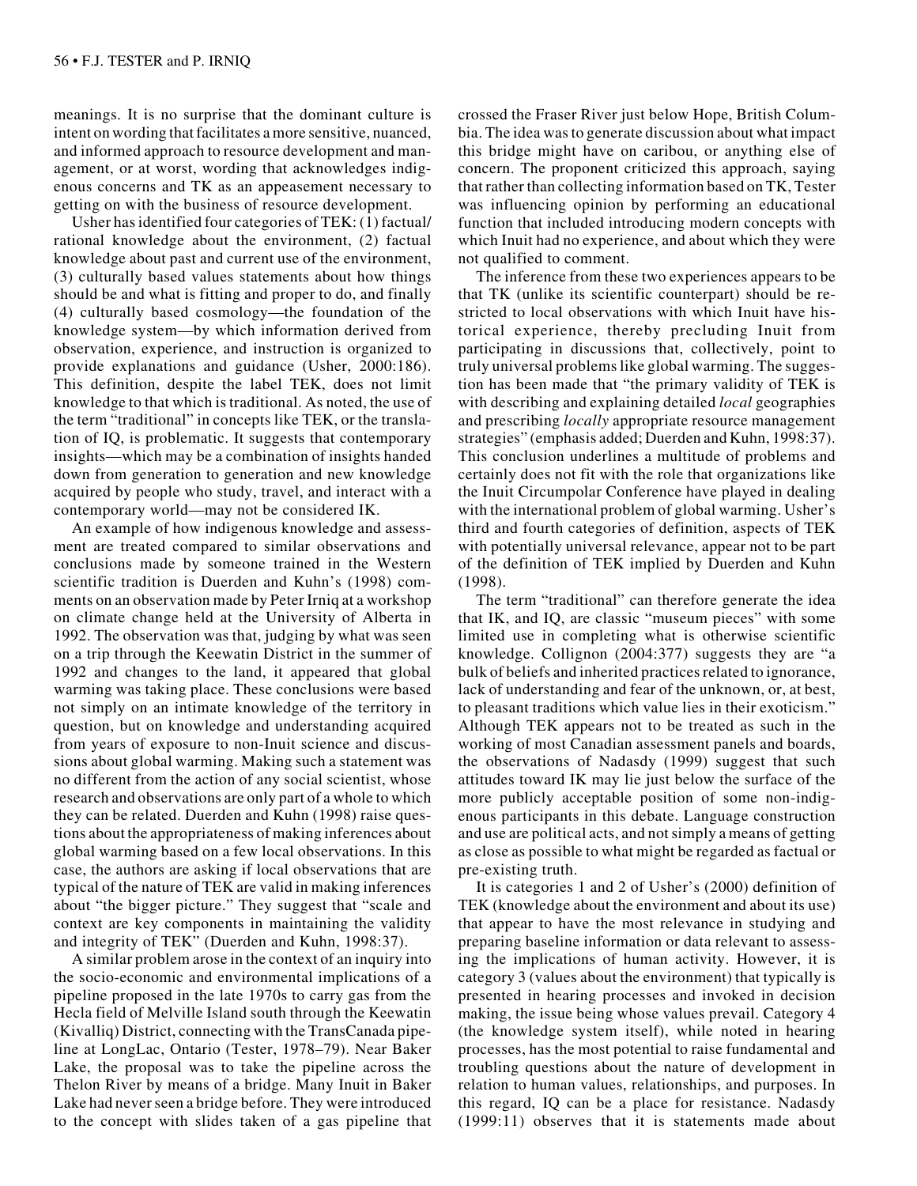meanings. It is no surprise that the dominant culture is intent on wording that facilitates a more sensitive, nuanced, and informed approach to resource development and management, or at worst, wording that acknowledges indigenous concerns and TK as an appeasement necessary to getting on with the business of resource development.

Usher has identified four categories of TEK: (1) factual/rational knowledge about the environment, (2) factual knowledge about past and current use of the environment, (3) culturally based values statements about how things should be and what is fitting and proper to do, and finally (4) culturally based cosmology—the foundation of the knowledge system—by which information derived from observation, experience, and instruction is organized to provide explanations and guidance (Usher, 2000:186). This definition, despite the label TEK, does not limit knowledge to that which is traditional. As noted, the use of the term "traditional" in concepts like TEK, or the translation of IQ, is problematic. It suggests that contemporary insights—which may be a combination of insights handed down from generation to generation and new knowledge acquired by people who study, travel, and interact with a contemporary world—may not be considered IK.

An example of how indigenous knowledge and assessment are treated compared to similar observations and conclusions made by someone trained in the Western scientific tradition is Duerden and Kuhn's (1998) comments on an observation made by Peter Irniq at a workshop on climate change held at the University of Alberta in 1992. The observation was that, judging by what was seen on a trip through the Keewatin District in the summer of 1992 and changes to the land, it appeared that global warming was taking place. These conclusions were based not simply on an intimate knowledge of the territory in question, but on knowledge and understanding acquired from years of exposure to non-Inuit science and discussions about global warming. Making such a statement was no different from the action of any social scientist, whose research and observations are only part of a whole to which they can be related. Duerden and Kuhn (1998) raise questions about the appropriateness of making inferences about global warming based on a few local observations. In this case, the authors are asking if local observations that are typical of the nature of TEK are valid in making inferences about "the bigger picture." They suggest that "scale and context are key components in maintaining the validity and integrity of TEK" (Duerden and Kuhn, 1998:37).

A similar problem arose in the context of an inquiry into the socio-economic and environmental implications of a pipeline proposed in the late 1970s to carry gas from the Hecla field of Melville Island south through the Keewatin (Kivalliq) District, connecting with the TransCanada pipeline at LongLac, Ontario (Tester, 1978–79). Near Baker Lake, the proposal was to take the pipeline across the Thelon River by means of a bridge. Many Inuit in Baker Lake had never seen a bridge before. They were introduced to the concept with slides taken of a gas pipeline that crossed the Fraser River just below Hope, British Columbia. The idea was to generate discussion about what impact this bridge might have on caribou, or anything else of concern. The proponent criticized this approach, saying that rather than collecting information based on TK, Tester was influencing opinion by performing an educational function that included introducing modern concepts with which Inuit had no experience, and about which they were not qualified to comment.

The inference from these two experiences appears to be that TK (unlike its scientific counterpart) should be restricted to local observations with which Inuit have historical experience, thereby precluding Inuit from participating in discussions that, collectively, point to truly universal problems like global warming. The suggestion has been made that "the primary validity of TEK is with describing and explaining detailed *local* geographies and prescribing *locally* appropriate resource management strategies" (emphasis added; Duerden and Kuhn, 1998:37). This conclusion underlines a multitude of problems and certainly does not fit with the role that organizations like the Inuit Circumpolar Conference have played in dealing with the international problem of global warming. Usher's third and fourth categories of definition, aspects of TEK with potentially universal relevance, appear not to be part of the definition of TEK implied by Duerden and Kuhn (1998).

The term "traditional" can therefore generate the idea that IK, and IQ, are classic "museum pieces" with some limited use in completing what is otherwise scientific knowledge. Collignon (2004:377) suggests they are "a bulk of beliefs and inherited practices related to ignorance, lack of understanding and fear of the unknown, or, at best, to pleasant traditions which value lies in their exoticism." Although TEK appears not to be treated as such in the working of most Canadian assessment panels and boards, the observations of Nadasdy (1999) suggest that such attitudes toward IK may lie just below the surface of the more publicly acceptable position of some non-indigenous participants in this debate. Language construction and use are political acts, and not simply a means of getting as close as possible to what might be regarded as factual or pre-existing truth.

It is categories 1 and 2 of Usher's (2000) definition of TEK (knowledge about the environment and about its use) that appear to have the most relevance in studying and preparing baseline information or data relevant to assessing the implications of human activity. However, it is category 3 (values about the environment) that typically is presented in hearing processes and invoked in decision making, the issue being whose values prevail. Category 4 (the knowledge system itself), while noted in hearing processes, has the most potential to raise fundamental and troubling questions about the nature of development in relation to human values, relationships, and purposes. In this regard, IQ can be a place for resistance. Nadasdy (1999:11) observes that it is statements made about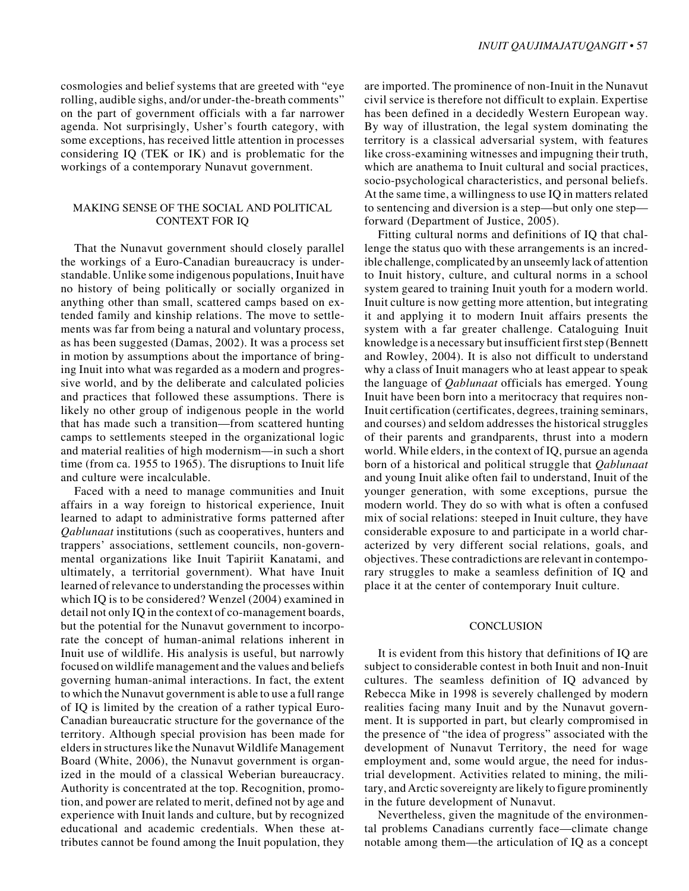cosmologies and belief systems that are greeted with "eye rolling, audible sighs, and/or under-the-breath comments" on the part of government officials with a far narrower agenda. Not surprisingly, Usher's fourth category, with some exceptions, has received little attention in processes considering IQ (TEK or IK) and is problematic for the workings of a contemporary Nunavut government.

## MAKING SENSE OF THE SOCIAL AND POLITICAL CONTEXT FOR IQ

That the Nunavut government should closely parallel the workings of a Euro-Canadian bureaucracy is understandable. Unlike some indigenous populations, Inuit have no history of being politically or socially organized in anything other than small, scattered camps based on extended family and kinship relations. The move to settlements was far from being a natural and voluntary process, as has been suggested (Damas, 2002). It was a process set in motion by assumptions about the importance of bringing Inuit into what was regarded as a modern and progressive world, and by the deliberate and calculated policies and practices that followed these assumptions. There is likely no other group of indigenous people in the world that has made such a transition—from scattered hunting camps to settlements steeped in the organizational logic and material realities of high modernism—in such a short time (from ca. 1955 to 1965). The disruptions to Inuit life and culture were incalculable.

Faced with a need to manage communities and Inuit affairs in a way foreign to historical experience, Inuit learned to adapt to administrative forms patterned after *Qablunaat* institutions (such as cooperatives, hunters and trappers' associations, settlement councils, non-governmental organizations like Inuit Tapiriit Kanatami, and ultimately, a territorial government). What have Inuit learned of relevance to understanding the processes within which IQ is to be considered? Wenzel (2004) examined in detail not only IQ in the context of co-management boards, but the potential for the Nunavut government to incorporate the concept of human-animal relations inherent in Inuit use of wildlife. His analysis is useful, but narrowly focused on wildlife management and the values and beliefs governing human-animal interactions. In fact, the extent to which the Nunavut government is able to use a full range of IQ is limited by the creation of a rather typical Euro-Canadian bureaucratic structure for the governance of the territory. Although special provision has been made for elders in structures like the Nunavut Wildlife Management Board (White, 2006), the Nunavut government is organized in the mould of a classical Weberian bureaucracy. Authority is concentrated at the top. Recognition, promotion, and power are related to merit, defined not by age and experience with Inuit lands and culture, but by recognized educational and academic credentials. When these attributes cannot be found among the Inuit population, they are imported. The prominence of non-Inuit in the Nunavut civil service is therefore not difficult to explain. Expertise has been defined in a decidedly Western European way. By way of illustration, the legal system dominating the territory is a classical adversarial system, with features like cross-examining witnesses and impugning their truth, which are anathema to Inuit cultural and social practices, socio-psychological characteristics, and personal beliefs. At the same time, a willingness to use IQ in matters related to sentencing and diversion is a step—but only one step—forward (Department of Justice, 2005).

Fitting cultural norms and definitions of IQ that challenge the status quo with these arrangements is an incredible challenge, complicated by an unseemly lack of attention to Inuit history, culture, and cultural norms in a school system geared to training Inuit youth for a modern world. Inuit culture is now getting more attention, but integrating it and applying it to modern Inuit affairs presents the system with a far greater challenge. Cataloguing Inuit knowledge is a necessary but insufficient first step (Bennett and Rowley, 2004). It is also not difficult to understand why a class of Inuit managers who at least appear to speak the language of *Qablunaat* officials has emerged. Young Inuit have been born into a meritocracy that requires non-Inuit certification (certificates, degrees, training seminars, and courses) and seldom addresses the historical struggles of their parents and grandparents, thrust into a modern world. While elders, in the context of IQ, pursue an agenda born of a historical and political struggle that *Qablunaat* and young Inuit alike often fail to understand, Inuit of the younger generation, with some exceptions, pursue the modern world. They do so with what is often a confused mix of social relations: steeped in Inuit culture, they have considerable exposure to and participate in a world characterized by very different social relations, goals, and objectives. These contradictions are relevant in contemporary struggles to make a seamless definition of IQ and place it at the center of contemporary Inuit culture.

## CONCLUSION

It is evident from this history that definitions of IQ are subject to considerable contest in both Inuit and non-Inuit cultures. The seamless definition of IQ advanced by Rebecca Mike in 1998 is severely challenged by modern realities facing many Inuit and by the Nunavut government. It is supported in part, but clearly compromised in the presence of "the idea of progress" associated with the development of Nunavut Territory, the need for wage employment and, some would argue, the need for industrial development. Activities related to mining, the military, and Arctic sovereignty are likely to figure prominently in the future development of Nunavut.

Nevertheless, given the magnitude of the environmental problems Canadians currently face—climate change notable among them—the articulation of IQ as a concept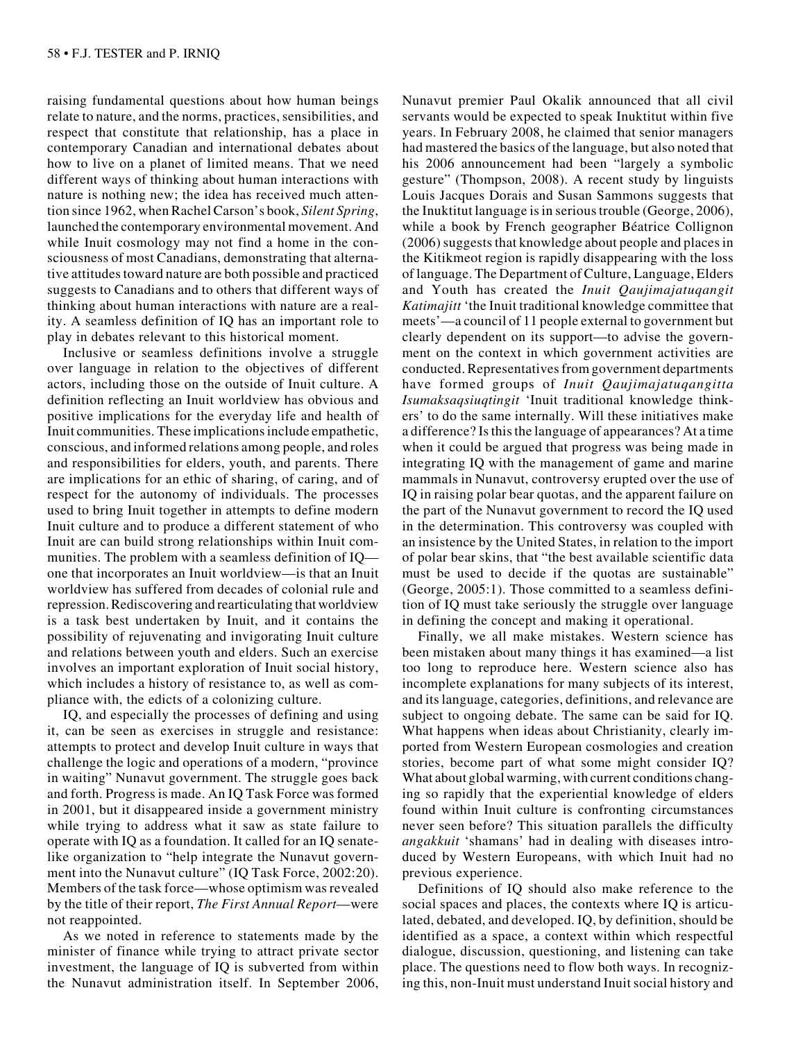raising fundamental questions about how human beings relate to nature, and the norms, practices, sensibilities, and respect that constitute that relationship, has a place in contemporary Canadian and international debates about how to live on a planet of limited means. That we need different ways of thinking about human interactions with nature is nothing new; the idea has received much attention since 1962, when Rachel Carson's book, *Silent Spring*, launched the contemporary environmental movement. And while Inuit cosmology may not find a home in the consciousness of most Canadians, demonstrating that alternative attitudes toward nature are both possible and practiced suggests to Canadians and to others that different ways of thinking about human interactions with nature are a reality. A seamless definition of IQ has an important role to play in debates relevant to this historical moment.

Inclusive or seamless definitions involve a struggle over language in relation to the objectives of different actors, including those on the outside of Inuit culture. A definition reflecting an Inuit worldview has obvious and positive implications for the everyday life and health of Inuit communities. These implications include empathetic, conscious, and informed relations among people, and roles and responsibilities for elders, youth, and parents. There are implications for an ethic of sharing, of caring, and of respect for the autonomy of individuals. The processes used to bring Inuit together in attempts to define modern Inuit culture and to produce a different statement of who Inuit are can build strong relationships within Inuit communities. The problem with a seamless definition of IQ—one that incorporates an Inuit worldview—is that an Inuit worldview has suffered from decades of colonial rule and repression. Rediscovering and rearticulating that worldview is a task best undertaken by Inuit, and it contains the possibility of rejuvenating and invigorating Inuit culture and relations between youth and elders. Such an exercise involves an important exploration of Inuit social history, which includes a history of resistance to, as well as compliance with, the edicts of a colonizing culture.

IQ, and especially the processes of defining and using it, can be seen as exercises in struggle and resistance: attempts to protect and develop Inuit culture in ways that challenge the logic and operations of a modern, "province in waiting" Nunavut government. The struggle goes back and forth. Progress is made. An IQ Task Force was formed in 2001, but it disappeared inside a government ministry while trying to address what it saw as state failure to operate with IQ as a foundation. It called for an IQ senate-like organization to "help integrate the Nunavut government into the Nunavut culture" (IQ Task Force, 2002:20). Members of the task force—whose optimism was revealed by the title of their report, *The First Annual Report*—were not reappointed.

As we noted in reference to statements made by the minister of finance while trying to attract private sector investment, the language of IQ is subverted from within the Nunavut administration itself. In September 2006, Nunavut premier Paul Okalik announced that all civil servants would be expected to speak Inuktitut within five years. In February 2008, he claimed that senior managers had mastered the basics of the language, but also noted that his 2006 announcement had been "largely a symbolic gesture" (Thompson, 2008). A recent study by linguists Louis Jacques Dorais and Susan Sammons suggests that the Inuktitut language is in serious trouble (George, 2006), while a book by French geographer Béatrice Collignon (2006) suggests that knowledge about people and places in the Kitikmeot region is rapidly disappearing with the loss of language. The Department of Culture, Language, Elders and Youth has created the *Inuit Qaujimajatuqangit Katimajitt* 'the Inuit traditional knowledge committee that meets'—a council of 11 people external to government but clearly dependent on its support—to advise the government on the context in which government activities are conducted. Representatives from government departments have formed groups of *Inuit Qaujimajatuqangitta Isumaksaqsiuqtingit* 'Inuit traditional knowledge thinkers' to do the same internally. Will these initiatives make a difference? Is this the language of appearances? At a time when it could be argued that progress was being made in integrating IQ with the management of game and marine mammals in Nunavut, controversy erupted over the use of IQ in raising polar bear quotas, and the apparent failure on the part of the Nunavut government to record the IQ used in the determination. This controversy was coupled with an insistence by the United States, in relation to the import of polar bear skins, that "the best available scientific data must be used to decide if the quotas are sustainable" (George, 2005:1). Those committed to a seamless definition of IQ must take seriously the struggle over language in defining the concept and making it operational.

Finally, we all make mistakes. Western science has been mistaken about many things it has examined—a list too long to reproduce here. Western science also has incomplete explanations for many subjects of its interest, and its language, categories, definitions, and relevance are subject to ongoing debate. The same can be said for IQ. What happens when ideas about Christianity, clearly imported from Western European cosmologies and creation stories, become part of what some might consider IQ? What about global warming, with current conditions changing so rapidly that the experiential knowledge of elders found within Inuit culture is confronting circumstances never seen before? This situation parallels the difficulty *angakkuit* 'shamans' had in dealing with diseases introduced by Western Europeans, with which Inuit had no previous experience.

Definitions of IQ should also make reference to the social spaces and places, the contexts where IQ is articulated, debated, and developed. IQ, by definition, should be identified as a space, a context within which respectful dialogue, discussion, questioning, and listening can take place. The questions need to flow both ways. In recognizing this, non-Inuit must understand Inuit social history and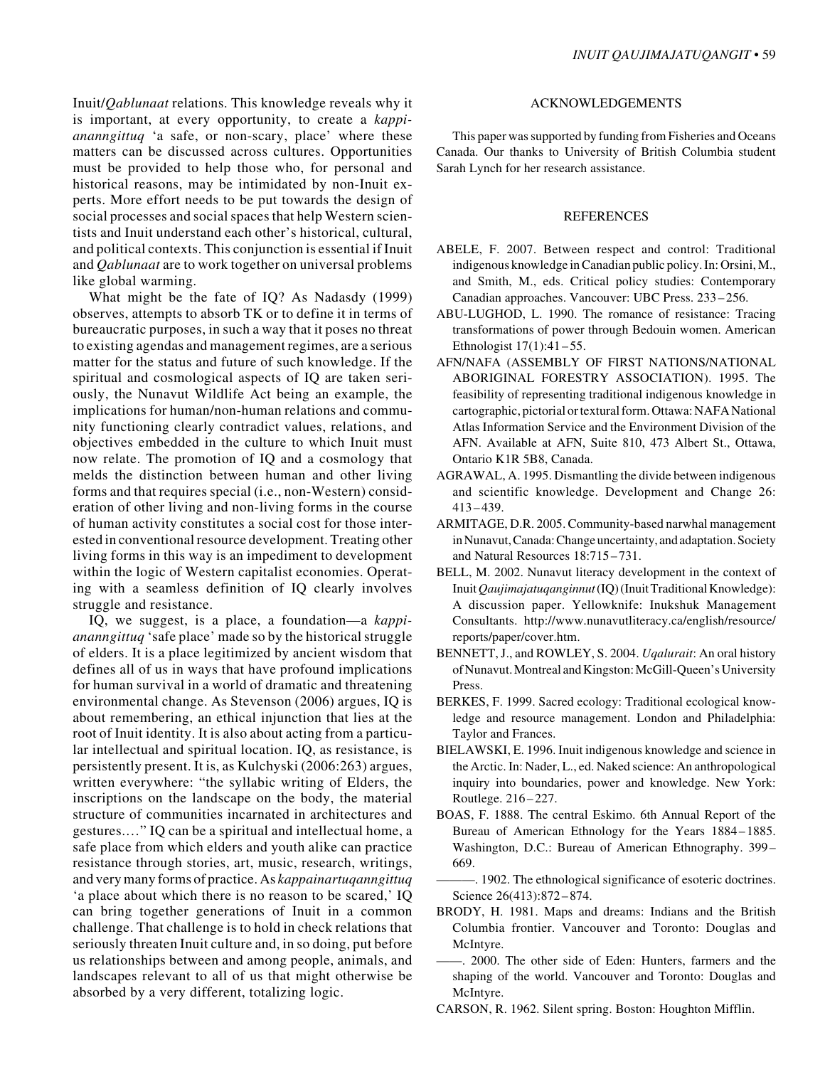Inuit/*Qablunaat* relations. This knowledge reveals why it is important, at every opportunity, to create a *kappianannngittuq* 'a safe, or non-scary, place' where these matters can be discussed across cultures. Opportunities must be provided to help those who, for personal and historical reasons, may be intimidated by non-Inuit experts. More effort needs to be put towards the design of social processes and social spaces that help Western scientists and Inuit understand each other's historical, cultural, and political contexts. This conjunction is essential if Inuit and *Qablunaat* are to work together on universal problems like global warming.

What might be the fate of IQ? As Nadasdy (1999) observes, attempts to absorb TK or to define it in terms of bureaucratic purposes, in such a way that it poses no threat to existing agendas and management regimes, are a serious matter for the status and future of such knowledge. If the spiritual and cosmological aspects of IQ are taken seriously, the Nunavut Wildlife Act being an example, the implications for human/non-human relations and community functioning clearly contradict values, relations, and objectives embedded in the culture to which Inuit must now relate. The promotion of IQ and a cosmology that melds the distinction between human and other living forms and that requires special (i.e., non-Western) consideration of other living and non-living forms in the course of human activity constitutes a social cost for those interested in conventional resource development. Treating other living forms in this way is an impediment to development within the logic of Western capitalist economies. Operating with a seamless definition of IQ clearly involves struggle and resistance.

IQ, we suggest, is a place, a foundation—a *kappianannngittuq* 'safe place' made so by the historical struggle of elders. It is a place legitimized by ancient wisdom that defines all of us in ways that have profound implications for human survival in a world of dramatic and threatening environmental change. As Stevenson (2006) argues, IQ is about remembering, an ethical injunction that lies at the root of Inuit identity. It is also about acting from a particular intellectual and spiritual location. IQ, as resistance, is persistently present. It is, as Kulchyski (2006:263) argues, written everywhere: "the syllabic writing of Elders, the inscriptions on the landscape on the body, the material structure of communities incarnated in architectures and gestures...." IQ can be a spiritual and intellectual home, a safe place from which elders and youth alike can practice resistance through stories, art, music, research, writings, and very many forms of practice. As *kappainartuqanngittuq* 'a place about which there is no reason to be scared,' IQ can bring together generations of Inuit in a common challenge. That challenge is to hold in check relations that seriously threaten Inuit culture and, in so doing, put before us relationships between and among people, animals, and landscapes relevant to all of us that might otherwise be absorbed by a very different, totalizing logic.

## ACKNOWLEDGEMENTS

This paper was supported by funding from Fisheries and Oceans Canada. Our thanks to University of British Columbia student Sarah Lynch for her research assistance.

## REFERENCES

ABELE, F. 2007. Between respect and control: Traditional indigenous knowledge in Canadian public policy. In: Orsini, M., and Smith, M., eds. Critical policy studies: Contemporary Canadian approaches. Vancouver: UBC Press. 233–256.

ABU-LUGHOD, L. 1990. The romance of resistance: Tracing transformations of power through Bedouin women. American Ethnologist 17(1):41–55.

AFN/NAFA (ASSEMBLY OF FIRST NATIONS/NATIONAL ABORIGINAL FORESTRY ASSOCIATION). 1995. The feasibility of representing traditional indigenous knowledge in cartographic, pictorial or textural form. Ottawa: NAFA National Atlas Information Service and the Environment Division of the AFN. Available at AFN, Suite 810, 473 Albert St., Ottawa, Ontario K1R 5B8, Canada.

AGRAWAL, A. 1995. Dismantling the divide between indigenous and scientific knowledge. Development and Change 26: 413–439.

ARMITAGE, D.R. 2005. Community-based narwhal management in Nunavut, Canada: Change uncertainty, and adaptation. Society and Natural Resources 18:715–731.

BELL, M. 2002. Nunavut literacy development in the context of Inuit *Qaujimajatuqanginnut* (IQ) (Inuit Traditional Knowledge): A discussion paper. Yellowknife: Inukshuk Management Consultants. http://www.nunavutliteracy.ca/english/resource/reports/paper/cover.htm.

BENNETT, J., and ROWLEY, S. 2004. *Uqalurait*: An oral history of Nunavut. Montreal and Kingston: McGill-Queen's University Press.

BERKES, F. 1999. Sacred ecology: Traditional ecological knowledge and resource management. London and Philadelphia: Taylor and Frances.

BIELAWSKI, E. 1996. Inuit indigenous knowledge and science in the Arctic. In: Nader, L., ed. Naked science: An anthropological inquiry into boundaries, power and knowledge. New York: Routlege. 216–227.

BOAS, F. 1888. The central Eskimo. 6th Annual Report of the Bureau of American Ethnology for the Years 1884–1885. Washington, D.C.: Bureau of American Ethnography. 399–669.

———. 1902. The ethnological significance of esoteric doctrines. Science 26(413):872–874.

BRODY, H. 1981. Maps and dreams: Indians and the British Columbia frontier. Vancouver and Toronto: Douglas and McIntyre.

——. 2000. The other side of Eden: Hunters, farmers and the shaping of the world. Vancouver and Toronto: Douglas and McIntyre.

CARSON, R. 1962. Silent spring. Boston: Houghton Mifflin.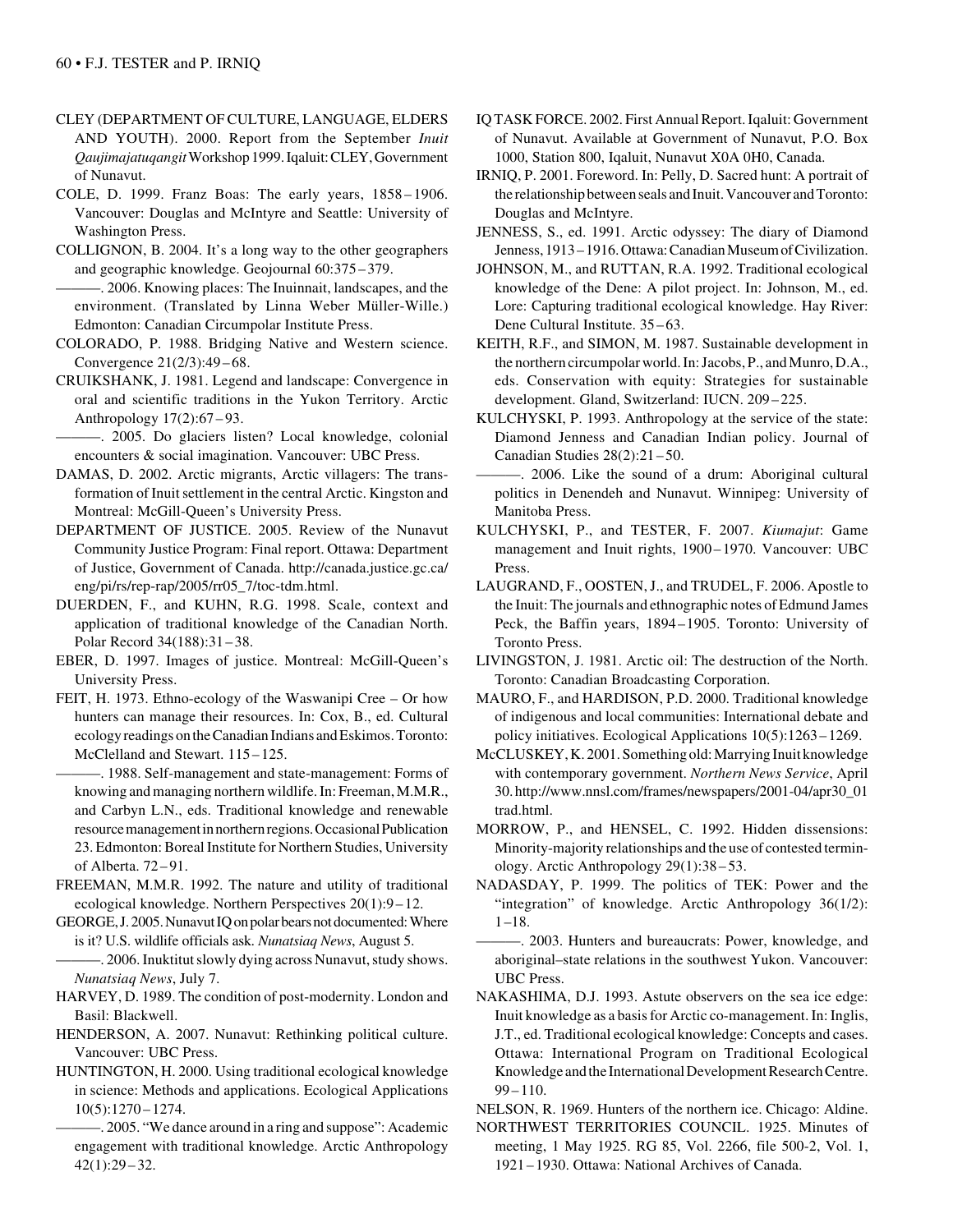CLEY (DEPARTMENT OF CULTURE, LANGUAGE, ELDERS AND YOUTH). 2000. Report from the September *Inuit Qaujimajatuqangit* Workshop 1999. Iqaluit: CLEY, Government of Nunavut.

COLE, D. 1999. Franz Boas: The early years, 1858–1906. Vancouver: Douglas and McIntyre and Seattle: University of Washington Press.

COLLIGNON, B. 2004. It's a long way to the other geographers and geographic knowledge. Geojournal 60:375–379.

———. 2006. Knowing places: The Inuinnait, landscapes, and the environment. (Translated by Linna Weber Müller-Wille.) Edmonton: Canadian Circumpolar Institute Press.

COLORADO, P. 1988. Bridging Native and Western science. Convergence 21(2/3):49–68.

CRUIKSHANK, J. 1981. Legend and landscape: Convergence in oral and scientific traditions in the Yukon Territory. Arctic Anthropology 17(2):67–93.

———. 2005. Do glaciers listen? Local knowledge, colonial encounters & social imagination. Vancouver: UBC Press.

DAMAS, D. 2002. Arctic migrants, Arctic villagers: The transformation of Inuit settlement in the central Arctic. Kingston and Montreal: McGill-Queen's University Press.

DEPARTMENT OF JUSTICE. 2005. Review of the Nunavut Community Justice Program: Final report. Ottawa: Department of Justice, Government of Canada. http://canada.justice.gc.ca/eng/pi/rs/rep-rap/2005/rr05_7/toc-tdm.html.

DUERDEN, F., and KUHN, R.G. 1998. Scale, context and application of traditional knowledge of the Canadian North. Polar Record 34(188):31–38.

EBER, D. 1997. Images of justice. Montreal: McGill-Queen's University Press.

FEIT, H. 1973. Ethno-ecology of the Waswanipi Cree – Or how hunters can manage their resources. In: Cox, B., ed. Cultural ecology readings on the Canadian Indians and Eskimos. Toronto: McClelland and Stewart. 115–125.

———. 1988. Self-management and state-management: Forms of knowing and managing northern wildlife. In: Freeman, M.M.R., and Carbyn L.N., eds. Traditional knowledge and renewable resource management in northern regions. Occasional Publication 23. Edmonton: Boreal Institute for Northern Studies, University of Alberta. 72–91.

FREEMAN, M.M.R. 1992. The nature and utility of traditional ecological knowledge. Northern Perspectives 20(1):9–12.

GEORGE, J. 2005. Nunavut IQ on polar bears not documented: Where is it? U.S. wildlife officials ask. *Nunatsiaq News*, August 5.

———. 2006. Inuktitut slowly dying across Nunavut, study shows. *Nunatsiaq News*, July 7.

HARVEY, D. 1989. The condition of post-modernity. London and Basil: Blackwell.

HENDERSON, A. 2007. Nunavut: Rethinking political culture. Vancouver: UBC Press.

HUNTINGTON, H. 2000. Using traditional ecological knowledge in science: Methods and applications. Ecological Applications 10(5):1270–1274.

———. 2005. "We dance around in a ring and suppose": Academic engagement with traditional knowledge. Arctic Anthropology 42(1):29–32.

IQ TASK FORCE. 2002. First Annual Report. Iqaluit: Government of Nunavut. Available at Government of Nunavut, P.O. Box 1000, Station 800, Iqaluit, Nunavut X0A 0H0, Canada.

IRNIQ, P. 2001. Foreword. In: Pelly, D. Sacred hunt: A portrait of the relationship between seals and Inuit. Vancouver and Toronto: Douglas and McIntyre.

JENNESS, S., ed. 1991. Arctic odyssey: The diary of Diamond Jenness, 1913–1916. Ottawa: Canadian Museum of Civilization.

JOHNSON, M., and RUTTAN, R.A. 1992. Traditional ecological knowledge of the Dene: A pilot project. In: Johnson, M., ed. Lore: Capturing traditional ecological knowledge. Hay River: Dene Cultural Institute. 35–63.

KEITH, R.F., and SIMON, M. 1987. Sustainable development in the northern circumpolar world. In: Jacobs, P., and Munro, D.A., eds. Conservation with equity: Strategies for sustainable development. Gland, Switzerland: IUCN. 209–225.

KULCHYSKI, P. 1993. Anthropology at the service of the state: Diamond Jenness and Canadian Indian policy. Journal of Canadian Studies 28(2):21–50.

———. 2006. Like the sound of a drum: Aboriginal cultural politics in Denendeh and Nunavut. Winnipeg: University of Manitoba Press.

KULCHYSKI, P., and TESTER, F. 2007. *Kiumajut*: Game management and Inuit rights, 1900–1970. Vancouver: UBC Press.

LAUGRAND, F., OOSTEN, J., and TRUDEL, F. 2006. Apostle to the Inuit: The journals and ethnographic notes of Edmund James Peck, the Baffin years, 1894–1905. Toronto: University of Toronto Press.

LIVINGSTON, J. 1981. Arctic oil: The destruction of the North. Toronto: Canadian Broadcasting Corporation.

MAURO, F., and HARDISON, P.D. 2000. Traditional knowledge of indigenous and local communities: International debate and policy initiatives. Ecological Applications 10(5):1263–1269.

McCLUSKEY, K. 2001. Something old: Marrying Inuit knowledge with contemporary government. *Northern News Service*, April 30. http://www.nnsl.com/frames/newspapers/2001-04/apr30_01trad.html.

MORROW, P., and HENSEL, C. 1992. Hidden dissensions: Minority-majority relationships and the use of contested terminology. Arctic Anthropology 29(1):38–53.

NADASDAY, P. 1999. The politics of TEK: Power and the "integration" of knowledge. Arctic Anthropology 36(1/2): 1–18.

———. 2003. Hunters and bureaucrats: Power, knowledge, and aboriginal–state relations in the southwest Yukon. Vancouver: UBC Press.

NAKASHIMA, D.J. 1993. Astute observers on the sea ice edge: Inuit knowledge as a basis for Arctic co-management. In: Inglis, J.T., ed. Traditional ecological knowledge: Concepts and cases. Ottawa: International Program on Traditional Ecological Knowledge and the International Development Research Centre. 99–110.

NELSON, R. 1969. Hunters of the northern ice. Chicago: Aldine.

NORTHWEST TERRITORIES COUNCIL. 1925. Minutes of meeting, 1 May 1925. RG 85, Vol. 2266, file 500-2, Vol. 1, 1921–1930. Ottawa: National Archives of Canada.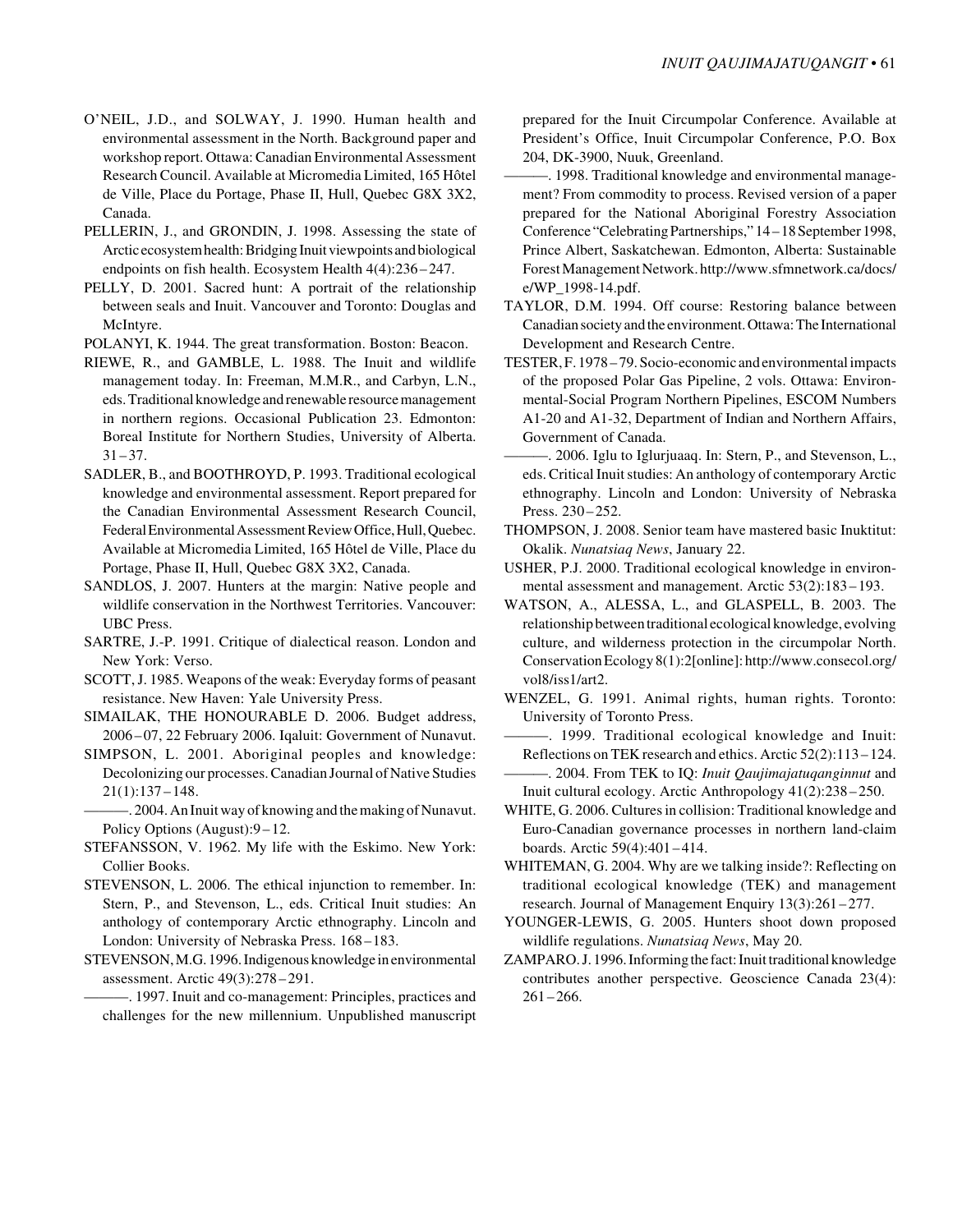O'NEIL, J.D., and SOLWAY, J. 1990. Human health and environmental assessment in the North. Background paper and workshop report. Ottawa: Canadian Environmental Assessment Research Council. Available at Micromedia Limited, 165 Hôtel de Ville, Place du Portage, Phase II, Hull, Quebec G8X 3X2, Canada.

PELLERIN, J., and GRONDIN, J. 1998. Assessing the state of Arctic ecosystem health: Bridging Inuit viewpoints and biological endpoints on fish health. Ecosystem Health 4(4):236–247.

PELLY, D. 2001. Sacred hunt: A portrait of the relationship between seals and Inuit. Vancouver and Toronto: Douglas and McIntyre.

POLANYI, K. 1944. The great transformation. Boston: Beacon.

RIEWE, R., and GAMBLE, L. 1988. The Inuit and wildlife management today. In: Freeman, M.M.R., and Carbyn, L.N., eds. Traditional knowledge and renewable resource management in northern regions. Occasional Publication 23. Edmonton: Boreal Institute for Northern Studies, University of Alberta. 31–37.

SADLER, B., and BOOTHROYD, P. 1993. Traditional ecological knowledge and environmental assessment. Report prepared for the Canadian Environmental Assessment Research Council, Federal Environmental Assessment Review Office, Hull, Quebec. Available at Micromedia Limited, 165 Hôtel de Ville, Place du Portage, Phase II, Hull, Quebec G8X 3X2, Canada.

SANDLOS, J. 2007. Hunters at the margin: Native people and wildlife conservation in the Northwest Territories. Vancouver: UBC Press.

SARTRE, J.-P. 1991. Critique of dialectical reason. London and New York: Verso.

SCOTT, J. 1985. Weapons of the weak: Everyday forms of peasant resistance. New Haven: Yale University Press.

SIMAILAK, THE HONOURABLE D. 2006. Budget address, 2006–07, 22 February 2006. Iqaluit: Government of Nunavut.

SIMPSON, L. 2001. Aboriginal peoples and knowledge: Decolonizing our processes. Canadian Journal of Native Studies 21(1):137–148.

———. 2004. An Inuit way of knowing and the making of Nunavut. Policy Options (August):9–12.

STEFANSSON, V. 1962. My life with the Eskimo. New York: Collier Books.

STEVENSON, L. 2006. The ethical injunction to remember. In: Stern, P., and Stevenson, L., eds. Critical Inuit studies: An anthology of contemporary Arctic ethnography. Lincoln and London: University of Nebraska Press. 168–183.

STEVENSON, M.G. 1996. Indigenous knowledge in environmental assessment. Arctic 49(3):278–291.

———. 1997. Inuit and co-management: Principles, practices and challenges for the new millennium. Unpublished manuscript prepared for the Inuit Circumpolar Conference. Available at President's Office, Inuit Circumpolar Conference, P.O. Box 204, DK-3900, Nuuk, Greenland.

———. 1998. Traditional knowledge and environmental management? From commodity to process. Revised version of a paper prepared for the National Aboriginal Forestry Association Conference "Celebrating Partnerships," 14–18 September 1998, Prince Albert, Saskatchewan. Edmonton, Alberta: Sustainable Forest Management Network. http://www.sfmnetwork.ca/docs/e/WP_1998-14.pdf.

TAYLOR, D.M. 1994. Off course: Restoring balance between Canadian society and the environment. Ottawa: The International Development and Research Centre.

TESTER, F. 1978–79. Socio-economic and environmental impacts of the proposed Polar Gas Pipeline, 2 vols. Ottawa: Environmental-Social Program Northern Pipelines, ESCOM Numbers A1-20 and A1-32, Department of Indian and Northern Affairs, Government of Canada.

———. 2006. Iglu to Iglurjuaaq. In: Stern, P., and Stevenson, L., eds. Critical Inuit studies: An anthology of contemporary Arctic ethnography. Lincoln and London: University of Nebraska Press. 230–252.

THOMPSON, J. 2008. Senior team have mastered basic Inuktitut: Okalik. *Nunatsiaq News*, January 22.

USHER, P.J. 2000. Traditional ecological knowledge in environmental assessment and management. Arctic 53(2):183–193.

WATSON, A., ALESSA, L., and GLASPELL, B. 2003. The relationship between traditional ecological knowledge, evolving culture, and wilderness protection in the circumpolar North. Conservation Ecology 8(1):2[online]: http://www.consecol.org/vol8/iss1/art2.

WENZEL, G. 1991. Animal rights, human rights. Toronto: University of Toronto Press.

———. 1999. Traditional ecological knowledge and Inuit: Reflections on TEK research and ethics. Arctic 52(2):113–124.

———. 2004. From TEK to IQ: *Inuit Qaujimajatuqanginnut* and Inuit cultural ecology. Arctic Anthropology 41(2):238–250.

WHITE, G. 2006. Cultures in collision: Traditional knowledge and Euro-Canadian governance processes in northern land-claim boards. Arctic 59(4):401–414.

WHITEMAN, G. 2004. Why are we talking inside?: Reflecting on traditional ecological knowledge (TEK) and management research. Journal of Management Enquiry 13(3):261–277.

YOUNGER-LEWIS, G. 2005. Hunters shoot down proposed wildlife regulations. *Nunatsiaq News*, May 20.

ZAMPARO. J. 1996. Informing the fact: Inuit traditional knowledge contributes another perspective. Geoscience Canada 23(4): 261–266.